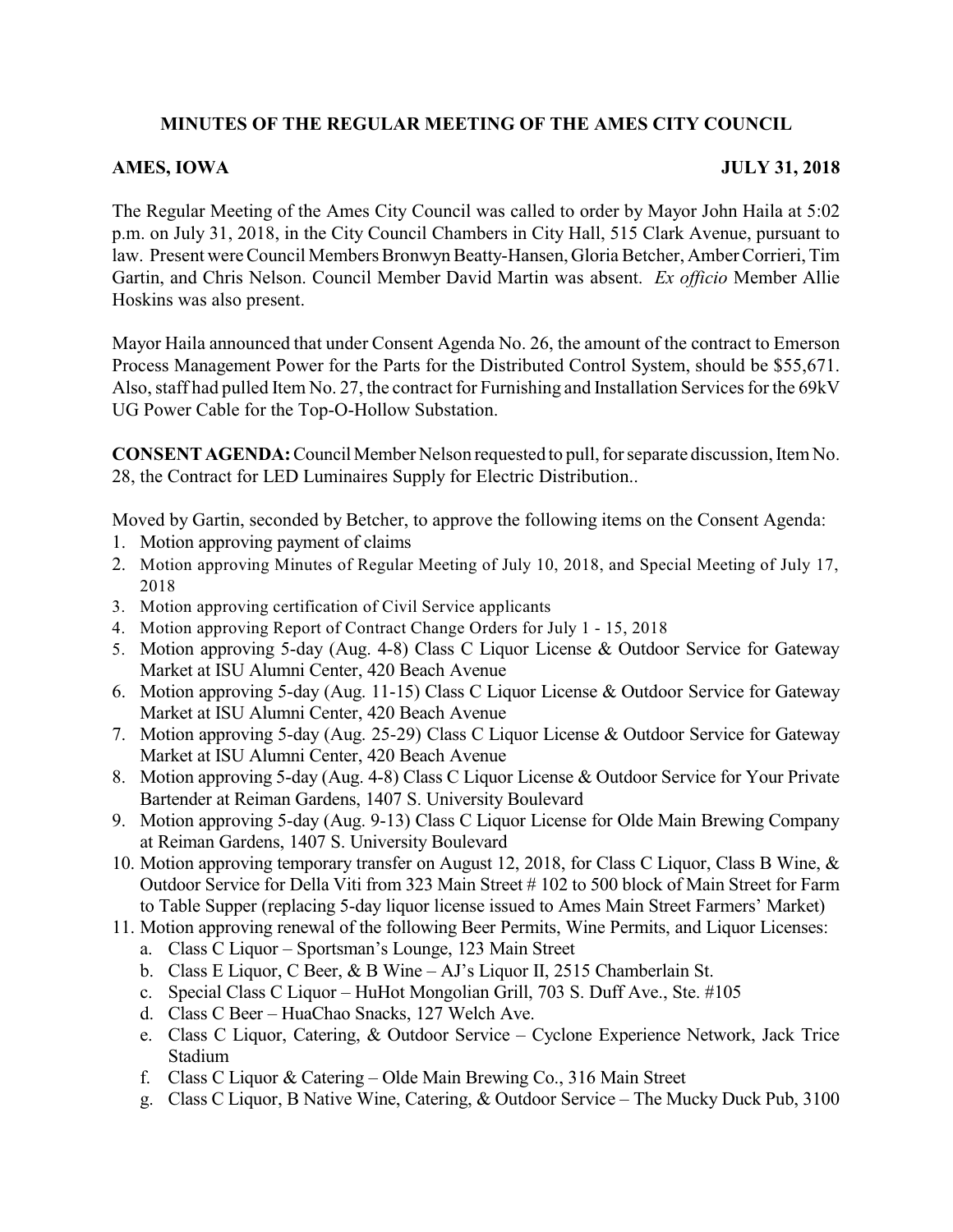**MINUTES OF THE REGULAR MEETING OF THE AMES CITY COUNCIL**

**AMES, IOWA JULY 31, 2018**

The Regular Meeting of the Ames City Council was called to order by Mayor John Haila at 5:02 p.m. on July 31, 2018, in the City Council Chambers in City Hall, 515 Clark Avenue, pursuant to law. Present were Council Members Bronwyn Beatty-Hansen, Gloria Betcher, Amber Corrieri, Tim Gartin, and Chris Nelson. Council Member David Martin was absent. *Ex officio* Member Allie Hoskins was also present.

Mayor Haila announced that under Consent Agenda No. 26, the amount of the contract to Emerson Process Management Power for the Parts for the Distributed Control System, should be $55,671. Also, staff had pulled Item No. 27, the contract for Furnishing and Installation Services for the 69kV UG Power Cable for the Top-O-Hollow Substation.

**CONSENT AGENDA:** Council Member Nelson requested to pull, for separate discussion, Item No. 28, the Contract for LED Luminaires Supply for Electric Distribution..

Moved by Gartin, seconded by Betcher, to approve the following items on the Consent Agenda:

1. Motion approving payment of claims
2. Motion approving Minutes of Regular Meeting of July 10, 2018, and Special Meeting of July 17, 2018
3. Motion approving certification of Civil Service applicants
4. Motion approving Report of Contract Change Orders for July 1 - 15, 2018
5. Motion approving 5-day (Aug. 4-8) Class C Liquor License & Outdoor Service for Gateway Market at ISU Alumni Center, 420 Beach Avenue
6. Motion approving 5-day (Aug. 11-15) Class C Liquor License & Outdoor Service for Gateway Market at ISU Alumni Center, 420 Beach Avenue
7. Motion approving 5-day (Aug. 25-29) Class C Liquor License & Outdoor Service for Gateway Market at ISU Alumni Center, 420 Beach Avenue
8. Motion approving 5-day (Aug. 4-8) Class C Liquor License & Outdoor Service for Your Private Bartender at Reiman Gardens, 1407 S. University Boulevard
9. Motion approving 5-day (Aug. 9-13) Class C Liquor License for Olde Main Brewing Company at Reiman Gardens, 1407 S. University Boulevard
10. Motion approving temporary transfer on August 12, 2018, for Class C Liquor, Class B Wine, & Outdoor Service for Della Viti from 323 Main Street # 102 to 500 block of Main Street for Farm to Table Supper (replacing 5-day liquor license issued to Ames Main Street Farmers' Market)
11. Motion approving renewal of the following Beer Permits, Wine Permits, and Liquor Licenses:
    a. Class C Liquor – Sportsman's Lounge, 123 Main Street
    b. Class E Liquor, C Beer, & B Wine – AJ's Liquor II, 2515 Chamberlain St.
    c. Special Class C Liquor – HuHot Mongolian Grill, 703 S. Duff Ave., Ste. #105
    d. Class C Beer – HuaChao Snacks, 127 Welch Ave.
    e. Class C Liquor, Catering, & Outdoor Service – Cyclone Experience Network, Jack Trice Stadium
    f. Class C Liquor & Catering – Olde Main Brewing Co., 316 Main Street
    g. Class C Liquor, B Native Wine, Catering, & Outdoor Service – The Mucky Duck Pub, 3100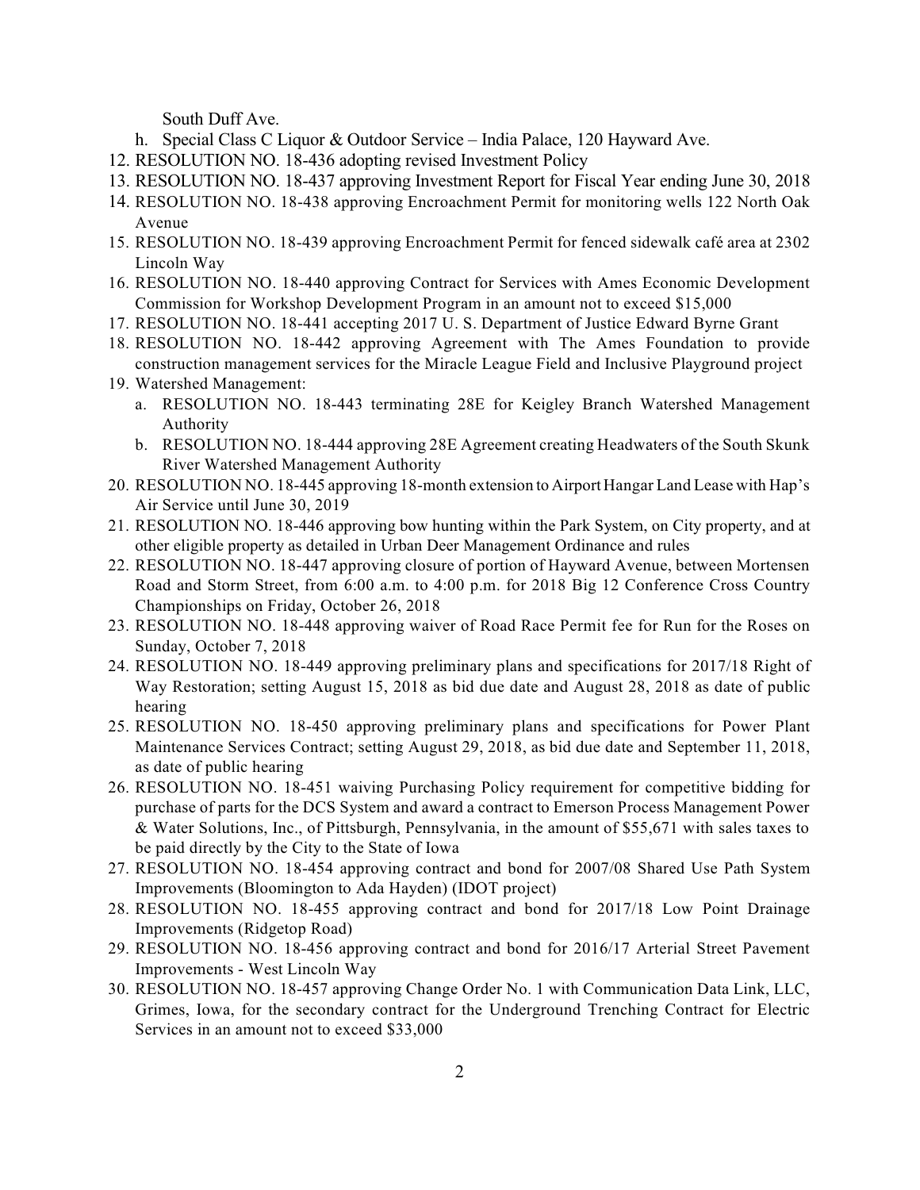South Duff Ave.

h. Special Class C Liquor & Outdoor Service – India Palace, 120 Hayward Ave.

12. RESOLUTION NO. 18-436 adopting revised Investment Policy
13. RESOLUTION NO. 18-437 approving Investment Report for Fiscal Year ending June 30, 2018
14. RESOLUTION NO. 18-438 approving Encroachment Permit for monitoring wells 122 North Oak Avenue
15. RESOLUTION NO. 18-439 approving Encroachment Permit for fenced sidewalk café area at 2302 Lincoln Way
16. RESOLUTION NO. 18-440 approving Contract for Services with Ames Economic Development Commission for Workshop Development Program in an amount not to exceed $15,000
17. RESOLUTION NO. 18-441 accepting 2017 U. S. Department of Justice Edward Byrne Grant
18. RESOLUTION NO. 18-442 approving Agreement with The Ames Foundation to provide construction management services for the Miracle League Field and Inclusive Playground project
19. Watershed Management:
    a. RESOLUTION NO. 18-443 terminating 28E for Keigley Branch Watershed Management Authority
    b. RESOLUTION NO. 18-444 approving 28E Agreement creating Headwaters of the South Skunk River Watershed Management Authority
20. RESOLUTION NO. 18-445 approving 18-month extension to Airport Hangar Land Lease with Hap's Air Service until June 30, 2019
21. RESOLUTION NO. 18-446 approving bow hunting within the Park System, on City property, and at other eligible property as detailed in Urban Deer Management Ordinance and rules
22. RESOLUTION NO. 18-447 approving closure of portion of Hayward Avenue, between Mortensen Road and Storm Street, from 6:00 a.m. to 4:00 p.m. for 2018 Big 12 Conference Cross Country Championships on Friday, October 26, 2018
23. RESOLUTION NO. 18-448 approving waiver of Road Race Permit fee for Run for the Roses on Sunday, October 7, 2018
24. RESOLUTION NO. 18-449 approving preliminary plans and specifications for 2017/18 Right of Way Restoration; setting August 15, 2018 as bid due date and August 28, 2018 as date of public hearing
25. RESOLUTION NO. 18-450 approving preliminary plans and specifications for Power Plant Maintenance Services Contract; setting August 29, 2018, as bid due date and September 11, 2018, as date of public hearing
26. RESOLUTION NO. 18-451 waiving Purchasing Policy requirement for competitive bidding for purchase of parts for the DCS System and award a contract to Emerson Process Management Power & Water Solutions, Inc., of Pittsburgh, Pennsylvania, in the amount of $55,671 with sales taxes to be paid directly by the City to the State of Iowa
27. RESOLUTION NO. 18-454 approving contract and bond for 2007/08 Shared Use Path System Improvements (Bloomington to Ada Hayden) (IDOT project)
28. RESOLUTION NO. 18-455 approving contract and bond for 2017/18 Low Point Drainage Improvements (Ridgetop Road)
29. RESOLUTION NO. 18-456 approving contract and bond for 2016/17 Arterial Street Pavement Improvements - West Lincoln Way
30. RESOLUTION NO. 18-457 approving Change Order No. 1 with Communication Data Link, LLC, Grimes, Iowa, for the secondary contract for the Underground Trenching Contract for Electric Services in an amount not to exceed $33,000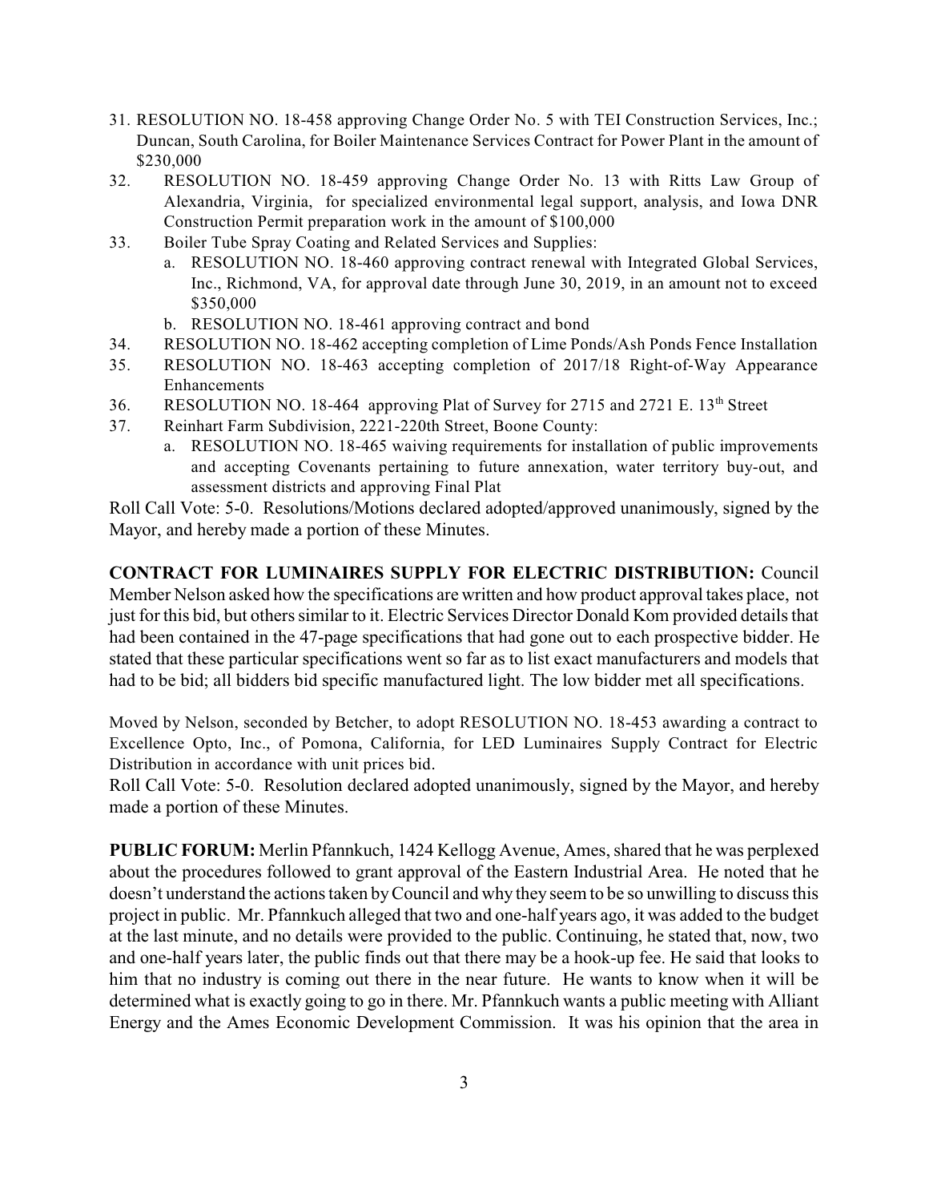31. RESOLUTION NO. 18-458 approving Change Order No. 5 with TEI Construction Services, Inc.; Duncan, South Carolina, for Boiler Maintenance Services Contract for Power Plant in the amount of $230,000
32. RESOLUTION NO. 18-459 approving Change Order No. 13 with Ritts Law Group of Alexandria, Virginia, for specialized environmental legal support, analysis, and Iowa DNR Construction Permit preparation work in the amount of $100,000
33. Boiler Tube Spray Coating and Related Services and Supplies:
    a. RESOLUTION NO. 18-460 approving contract renewal with Integrated Global Services, Inc., Richmond, VA, for approval date through June 30, 2019, in an amount not to exceed $350,000
    b. RESOLUTION NO. 18-461 approving contract and bond
34. RESOLUTION NO. 18-462 accepting completion of Lime Ponds/Ash Ponds Fence Installation
35. RESOLUTION NO. 18-463 accepting completion of 2017/18 Right-of-Way Appearance Enhancements
36. RESOLUTION NO. 18-464 approving Plat of Survey for 2715 and 2721 E. 13th Street
37. Reinhart Farm Subdivision, 2221-220th Street, Boone County:
    a. RESOLUTION NO. 18-465 waiving requirements for installation of public improvements and accepting Covenants pertaining to future annexation, water territory buy-out, and assessment districts and approving Final Plat

Roll Call Vote: 5-0. Resolutions/Motions declared adopted/approved unanimously, signed by the Mayor, and hereby made a portion of these Minutes.

**CONTRACT FOR LUMINAIRES SUPPLY FOR ELECTRIC DISTRIBUTION:** Council Member Nelson asked how the specifications are written and how product approval takes place, not just for this bid, but others similar to it. Electric Services Director Donald Kom provided details that had been contained in the 47-page specifications that had gone out to each prospective bidder. He stated that these particular specifications went so far as to list exact manufacturers and models that had to be bid; all bidders bid specific manufactured light. The low bidder met all specifications.

Moved by Nelson, seconded by Betcher, to adopt RESOLUTION NO. 18-453 awarding a contract to Excellence Opto, Inc., of Pomona, California, for LED Luminaires Supply Contract for Electric Distribution in accordance with unit prices bid.

Roll Call Vote: 5-0. Resolution declared adopted unanimously, signed by the Mayor, and hereby made a portion of these Minutes.

**PUBLIC FORUM:** Merlin Pfannkuch, 1424 Kellogg Avenue, Ames, shared that he was perplexed about the procedures followed to grant approval of the Eastern Industrial Area. He noted that he doesn't understand the actions taken by Council and why they seem to be so unwilling to discuss this project in public. Mr. Pfannkuch alleged that two and one-half years ago, it was added to the budget at the last minute, and no details were provided to the public. Continuing, he stated that, now, two and one-half years later, the public finds out that there may be a hook-up fee. He said that looks to him that no industry is coming out there in the near future. He wants to know when it will be determined what is exactly going to go in there. Mr. Pfannkuch wants a public meeting with Alliant Energy and the Ames Economic Development Commission. It was his opinion that the area in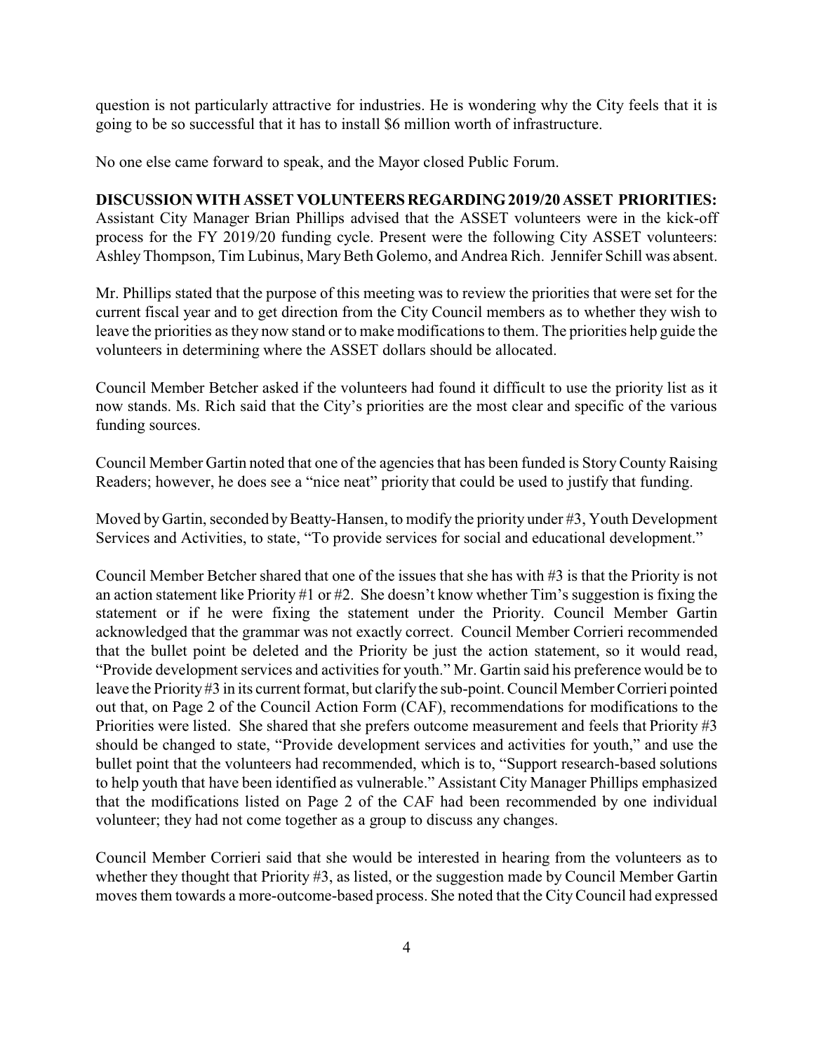question is not particularly attractive for industries. He is wondering why the City feels that it is going to be so successful that it has to install $6 million worth of infrastructure.

No one else came forward to speak, and the Mayor closed Public Forum.

**DISCUSSION WITH ASSET VOLUNTEERS REGARDING 2019/20 ASSET PRIORITIES:** Assistant City Manager Brian Phillips advised that the ASSET volunteers were in the kick-off process for the FY 2019/20 funding cycle. Present were the following City ASSET volunteers: Ashley Thompson, Tim Lubinus, Mary Beth Golemo, and Andrea Rich. Jennifer Schill was absent.

Mr. Phillips stated that the purpose of this meeting was to review the priorities that were set for the current fiscal year and to get direction from the City Council members as to whether they wish to leave the priorities as they now stand or to make modifications to them. The priorities help guide the volunteers in determining where the ASSET dollars should be allocated.

Council Member Betcher asked if the volunteers had found it difficult to use the priority list as it now stands. Ms. Rich said that the City's priorities are the most clear and specific of the various funding sources.

Council Member Gartin noted that one of the agencies that has been funded is Story County Raising Readers; however, he does see a "nice neat" priority that could be used to justify that funding.

Moved by Gartin, seconded by Beatty-Hansen, to modify the priority under #3, Youth Development Services and Activities, to state, "To provide services for social and educational development."

Council Member Betcher shared that one of the issues that she has with #3 is that the Priority is not an action statement like Priority #1 or #2. She doesn't know whether Tim's suggestion is fixing the statement or if he were fixing the statement under the Priority. Council Member Gartin acknowledged that the grammar was not exactly correct. Council Member Corrieri recommended that the bullet point be deleted and the Priority be just the action statement, so it would read, "Provide development services and activities for youth." Mr. Gartin said his preference would be to leave the Priority #3 in its current format, but clarify the sub-point. Council Member Corrieri pointed out that, on Page 2 of the Council Action Form (CAF), recommendations for modifications to the Priorities were listed. She shared that she prefers outcome measurement and feels that Priority #3 should be changed to state, "Provide development services and activities for youth," and use the bullet point that the volunteers had recommended, which is to, "Support research-based solutions to help youth that have been identified as vulnerable." Assistant City Manager Phillips emphasized that the modifications listed on Page 2 of the CAF had been recommended by one individual volunteer; they had not come together as a group to discuss any changes.

Council Member Corrieri said that she would be interested in hearing from the volunteers as to whether they thought that Priority #3, as listed, or the suggestion made by Council Member Gartin moves them towards a more-outcome-based process. She noted that the City Council had expressed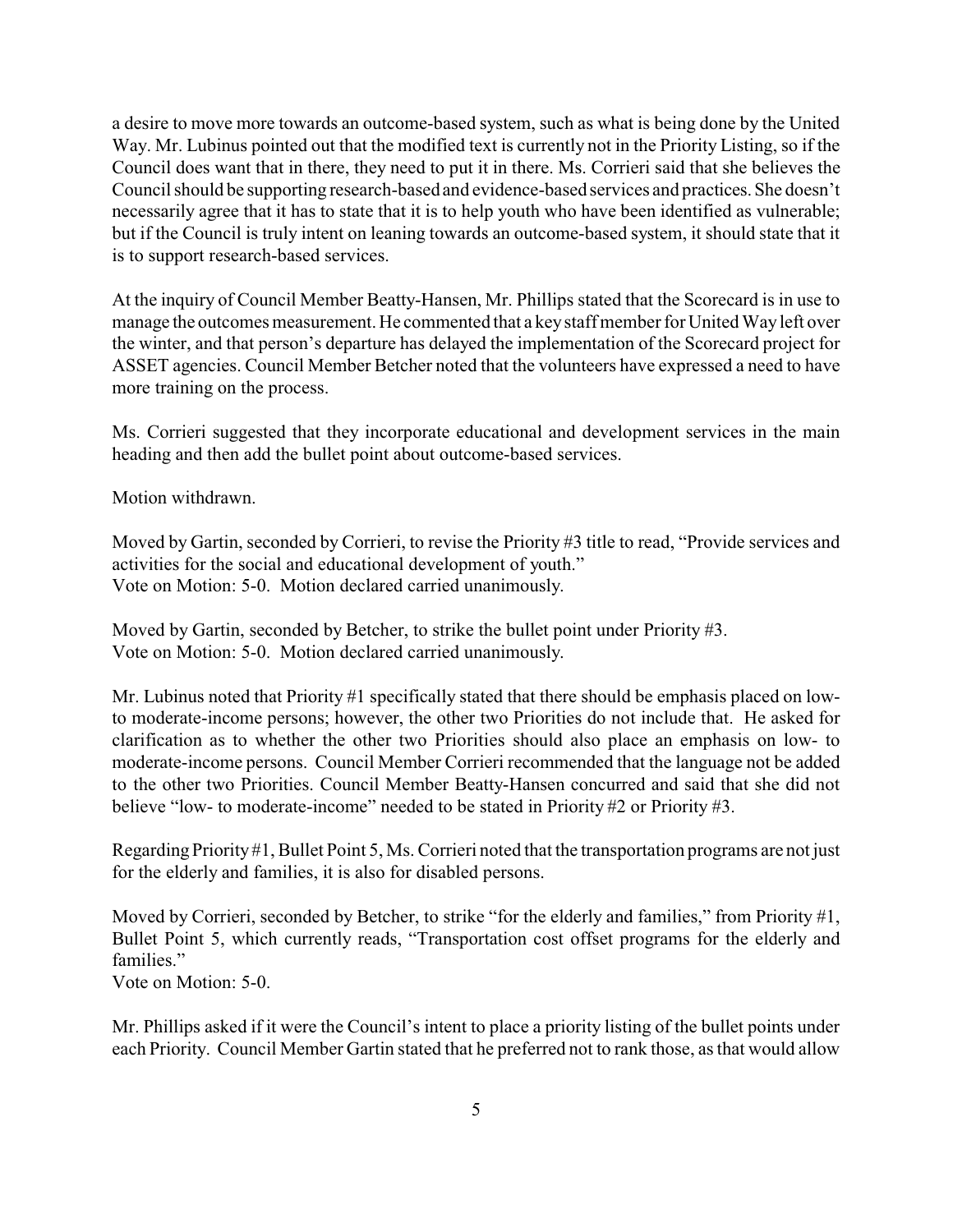a desire to move more towards an outcome-based system, such as what is being done by the United Way. Mr. Lubinus pointed out that the modified text is currently not in the Priority Listing, so if the Council does want that in there, they need to put it in there. Ms. Corrieri said that she believes the Council should be supporting research-based and evidence-based services and practices. She doesn't necessarily agree that it has to state that it is to help youth who have been identified as vulnerable; but if the Council is truly intent on leaning towards an outcome-based system, it should state that it is to support research-based services.

At the inquiry of Council Member Beatty-Hansen, Mr. Phillips stated that the Scorecard is in use to manage the outcomes measurement. He commented that a key staff member for United Way left over the winter, and that person's departure has delayed the implementation of the Scorecard project for ASSET agencies. Council Member Betcher noted that the volunteers have expressed a need to have more training on the process.

Ms. Corrieri suggested that they incorporate educational and development services in the main heading and then add the bullet point about outcome-based services.

Motion withdrawn.

Moved by Gartin, seconded by Corrieri, to revise the Priority #3 title to read, "Provide services and activities for the social and educational development of youth."
Vote on Motion: 5-0. Motion declared carried unanimously.

Moved by Gartin, seconded by Betcher, to strike the bullet point under Priority #3.
Vote on Motion: 5-0. Motion declared carried unanimously.

Mr. Lubinus noted that Priority #1 specifically stated that there should be emphasis placed on low- to moderate-income persons; however, the other two Priorities do not include that. He asked for clarification as to whether the other two Priorities should also place an emphasis on low- to moderate-income persons. Council Member Corrieri recommended that the language not be added to the other two Priorities. Council Member Beatty-Hansen concurred and said that she did not believe "low- to moderate-income" needed to be stated in Priority #2 or Priority #3.

Regarding Priority #1, Bullet Point 5, Ms. Corrieri noted that the transportation programs are not just for the elderly and families, it is also for disabled persons.

Moved by Corrieri, seconded by Betcher, to strike "for the elderly and families," from Priority #1, Bullet Point 5, which currently reads, "Transportation cost offset programs for the elderly and families."
Vote on Motion: 5-0.

Mr. Phillips asked if it were the Council's intent to place a priority listing of the bullet points under each Priority. Council Member Gartin stated that he preferred not to rank those, as that would allow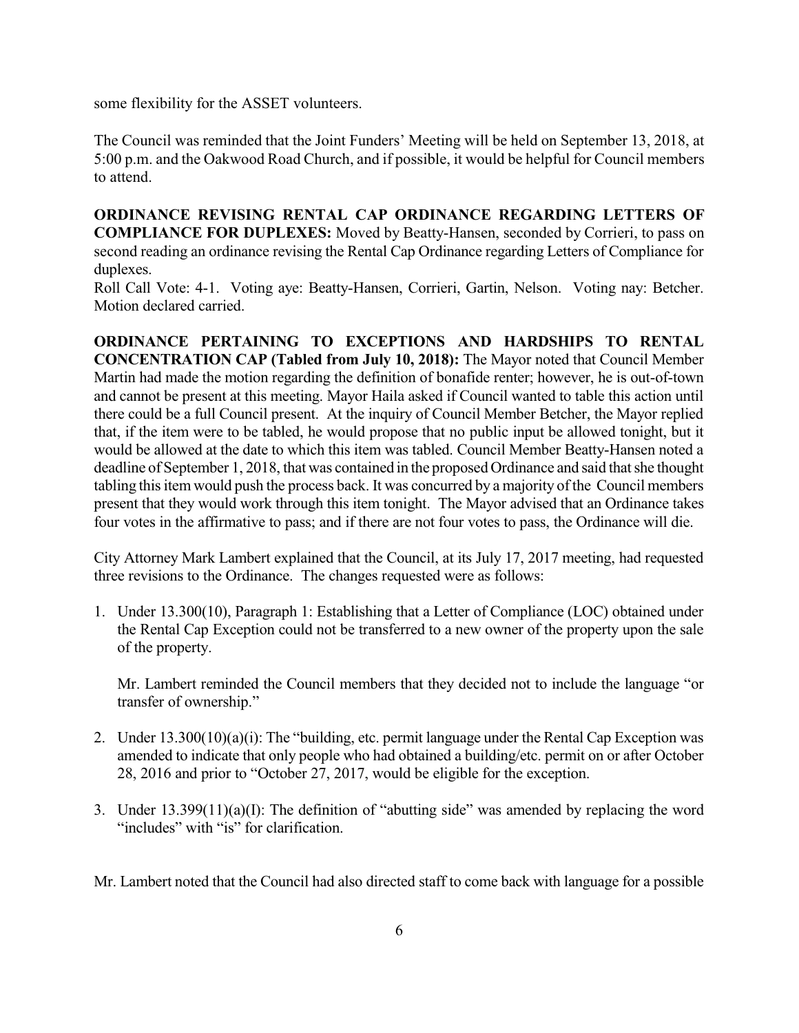some flexibility for the ASSET volunteers.

The Council was reminded that the Joint Funders' Meeting will be held on September 13, 2018, at 5:00 p.m. and the Oakwood Road Church, and if possible, it would be helpful for Council members to attend.

**ORDINANCE REVISING RENTAL CAP ORDINANCE REGARDING LETTERS OF COMPLIANCE FOR DUPLEXES:** Moved by Beatty-Hansen, seconded by Corrieri, to pass on second reading an ordinance revising the Rental Cap Ordinance regarding Letters of Compliance for duplexes.
Roll Call Vote: 4-1. Voting aye: Beatty-Hansen, Corrieri, Gartin, Nelson. Voting nay: Betcher. Motion declared carried.

**ORDINANCE PERTAINING TO EXCEPTIONS AND HARDSHIPS TO RENTAL CONCENTRATION CAP (Tabled from July 10, 2018):** The Mayor noted that Council Member Martin had made the motion regarding the definition of bonafide renter; however, he is out-of-town and cannot be present at this meeting. Mayor Haila asked if Council wanted to table this action until there could be a full Council present. At the inquiry of Council Member Betcher, the Mayor replied that, if the item were to be tabled, he would propose that no public input be allowed tonight, but it would be allowed at the date to which this item was tabled. Council Member Beatty-Hansen noted a deadline of September 1, 2018, that was contained in the proposed Ordinance and said that she thought tabling this item would push the process back. It was concurred by a majority of the Council members present that they would work through this item tonight. The Mayor advised that an Ordinance takes four votes in the affirmative to pass; and if there are not four votes to pass, the Ordinance will die.

City Attorney Mark Lambert explained that the Council, at its July 17, 2017 meeting, had requested three revisions to the Ordinance. The changes requested were as follows:

1. Under 13.300(10), Paragraph 1: Establishing that a Letter of Compliance (LOC) obtained under the Rental Cap Exception could not be transferred to a new owner of the property upon the sale of the property.

   Mr. Lambert reminded the Council members that they decided not to include the language "or transfer of ownership."

2. Under 13.300(10)(a)(i): The "building, etc. permit language under the Rental Cap Exception was amended to indicate that only people who had obtained a building/etc. permit on or after October 28, 2016 and prior to "October 27, 2017, would be eligible for the exception.

3. Under 13.399(11)(a)(I): The definition of "abutting side" was amended by replacing the word "includes" with "is" for clarification.

Mr. Lambert noted that the Council had also directed staff to come back with language for a possible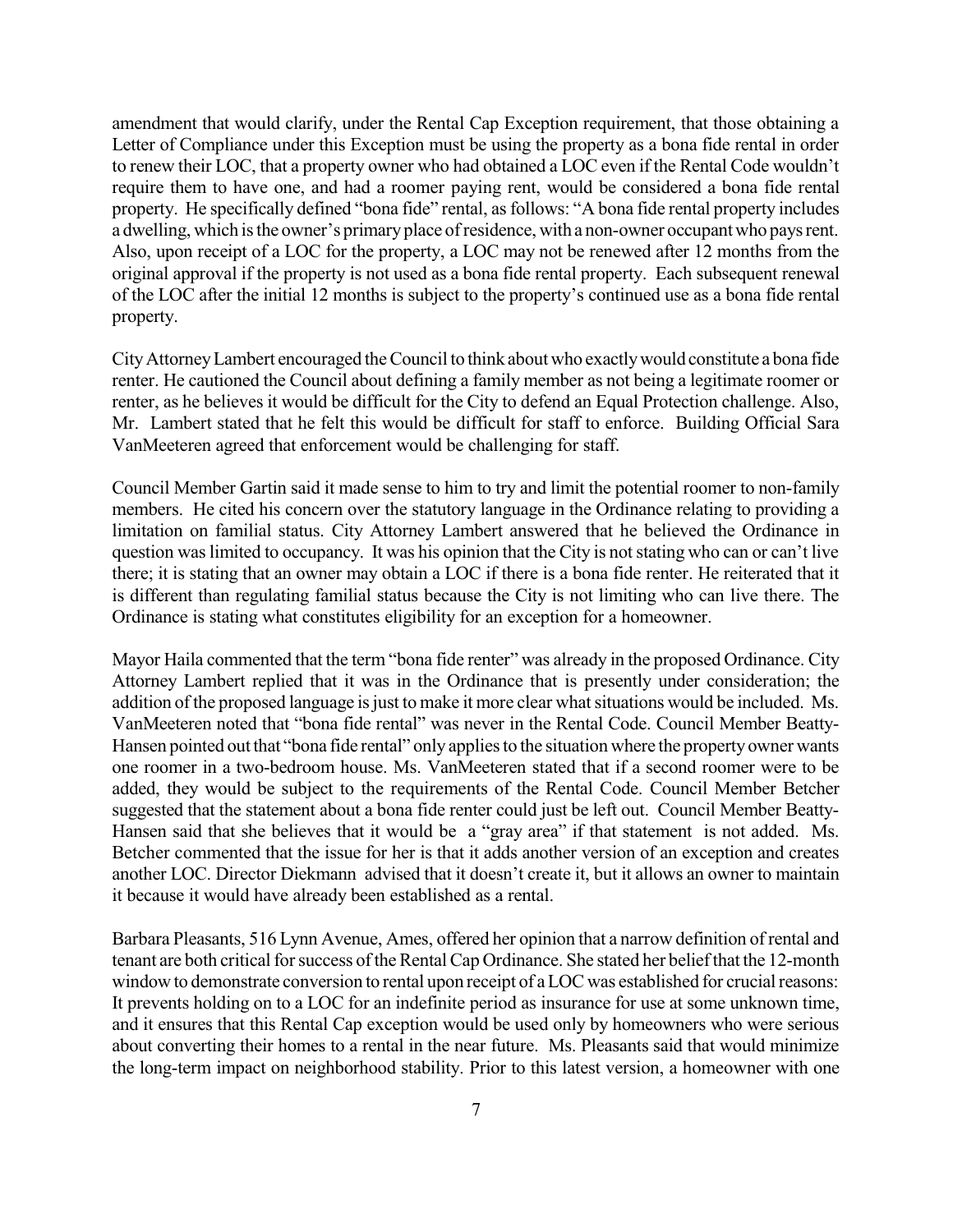amendment that would clarify, under the Rental Cap Exception requirement, that those obtaining a Letter of Compliance under this Exception must be using the property as a bona fide rental in order to renew their LOC, that a property owner who had obtained a LOC even if the Rental Code wouldn't require them to have one, and had a roomer paying rent, would be considered a bona fide rental property. He specifically defined "bona fide" rental, as follows: "A bona fide rental property includes a dwelling, which is the owner's primary place of residence, with a non-owner occupant who pays rent. Also, upon receipt of a LOC for the property, a LOC may not be renewed after 12 months from the original approval if the property is not used as a bona fide rental property. Each subsequent renewal of the LOC after the initial 12 months is subject to the property's continued use as a bona fide rental property.

City Attorney Lambert encouraged the Council to think about who exactly would constitute a bona fide renter. He cautioned the Council about defining a family member as not being a legitimate roomer or renter, as he believes it would be difficult for the City to defend an Equal Protection challenge. Also, Mr. Lambert stated that he felt this would be difficult for staff to enforce. Building Official Sara VanMeeteren agreed that enforcement would be challenging for staff.

Council Member Gartin said it made sense to him to try and limit the potential roomer to non-family members. He cited his concern over the statutory language in the Ordinance relating to providing a limitation on familial status. City Attorney Lambert answered that he believed the Ordinance in question was limited to occupancy. It was his opinion that the City is not stating who can or can't live there; it is stating that an owner may obtain a LOC if there is a bona fide renter. He reiterated that it is different than regulating familial status because the City is not limiting who can live there. The Ordinance is stating what constitutes eligibility for an exception for a homeowner.

Mayor Haila commented that the term "bona fide renter" was already in the proposed Ordinance. City Attorney Lambert replied that it was in the Ordinance that is presently under consideration; the addition of the proposed language is just to make it more clear what situations would be included. Ms. VanMeeteren noted that "bona fide rental" was never in the Rental Code. Council Member Beatty-Hansen pointed out that "bona fide rental" only applies to the situation where the property owner wants one roomer in a two-bedroom house. Ms. VanMeeteren stated that if a second roomer were to be added, they would be subject to the requirements of the Rental Code. Council Member Betcher suggested that the statement about a bona fide renter could just be left out. Council Member Beatty-Hansen said that she believes that it would be a "gray area" if that statement is not added. Ms. Betcher commented that the issue for her is that it adds another version of an exception and creates another LOC. Director Diekmann advised that it doesn't create it, but it allows an owner to maintain it because it would have already been established as a rental.

Barbara Pleasants, 516 Lynn Avenue, Ames, offered her opinion that a narrow definition of rental and tenant are both critical for success of the Rental Cap Ordinance. She stated her belief that the 12-month window to demonstrate conversion to rental upon receipt of a LOC was established for crucial reasons: It prevents holding on to a LOC for an indefinite period as insurance for use at some unknown time, and it ensures that this Rental Cap exception would be used only by homeowners who were serious about converting their homes to a rental in the near future. Ms. Pleasants said that would minimize the long-term impact on neighborhood stability. Prior to this latest version, a homeowner with one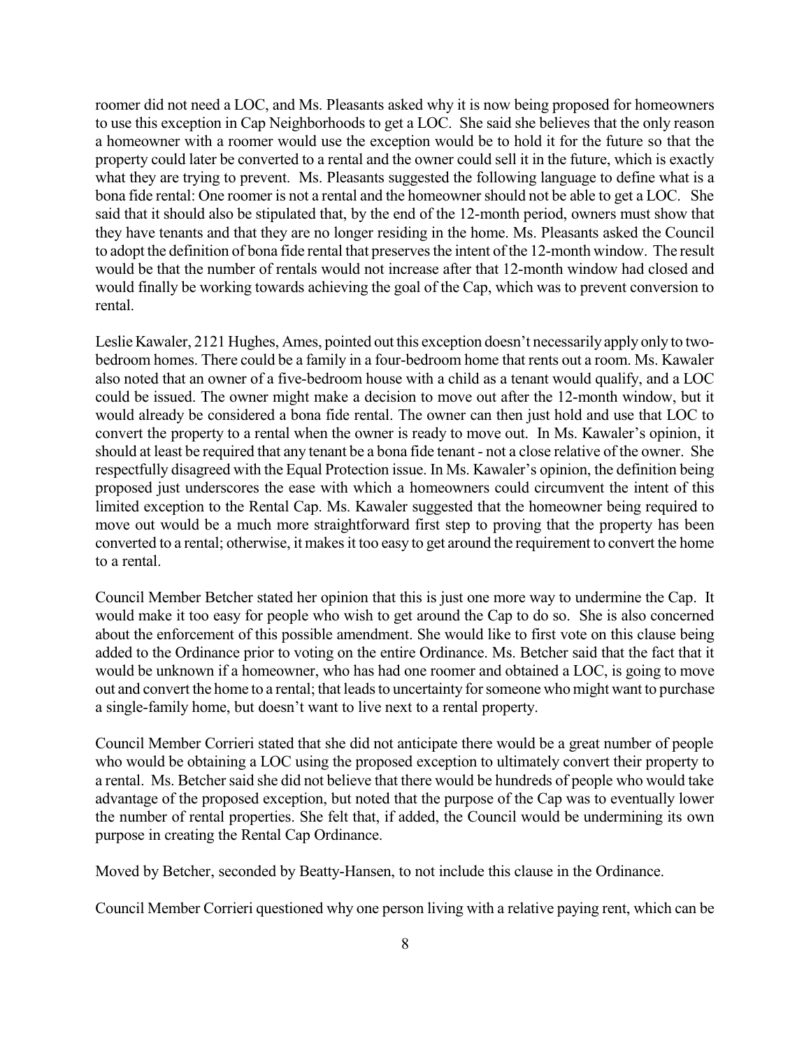roomer did not need a LOC, and Ms. Pleasants asked why it is now being proposed for homeowners to use this exception in Cap Neighborhoods to get a LOC. She said she believes that the only reason a homeowner with a roomer would use the exception would be to hold it for the future so that the property could later be converted to a rental and the owner could sell it in the future, which is exactly what they are trying to prevent. Ms. Pleasants suggested the following language to define what is a bona fide rental: One roomer is not a rental and the homeowner should not be able to get a LOC. She said that it should also be stipulated that, by the end of the 12-month period, owners must show that they have tenants and that they are no longer residing in the home. Ms. Pleasants asked the Council to adopt the definition of bona fide rental that preserves the intent of the 12-month window. The result would be that the number of rentals would not increase after that 12-month window had closed and would finally be working towards achieving the goal of the Cap, which was to prevent conversion to rental.

Leslie Kawaler, 2121 Hughes, Ames, pointed out this exception doesn't necessarily apply only to two-bedroom homes. There could be a family in a four-bedroom home that rents out a room. Ms. Kawaler also noted that an owner of a five-bedroom house with a child as a tenant would qualify, and a LOC could be issued. The owner might make a decision to move out after the 12-month window, but it would already be considered a bona fide rental. The owner can then just hold and use that LOC to convert the property to a rental when the owner is ready to move out. In Ms. Kawaler's opinion, it should at least be required that any tenant be a bona fide tenant - not a close relative of the owner. She respectfully disagreed with the Equal Protection issue. In Ms. Kawaler's opinion, the definition being proposed just underscores the ease with which a homeowners could circumvent the intent of this limited exception to the Rental Cap. Ms. Kawaler suggested that the homeowner being required to move out would be a much more straightforward first step to proving that the property has been converted to a rental; otherwise, it makes it too easy to get around the requirement to convert the home to a rental.

Council Member Betcher stated her opinion that this is just one more way to undermine the Cap. It would make it too easy for people who wish to get around the Cap to do so. She is also concerned about the enforcement of this possible amendment. She would like to first vote on this clause being added to the Ordinance prior to voting on the entire Ordinance. Ms. Betcher said that the fact that it would be unknown if a homeowner, who has had one roomer and obtained a LOC, is going to move out and convert the home to a rental; that leads to uncertainty for someone who might want to purchase a single-family home, but doesn't want to live next to a rental property.

Council Member Corrieri stated that she did not anticipate there would be a great number of people who would be obtaining a LOC using the proposed exception to ultimately convert their property to a rental. Ms. Betcher said she did not believe that there would be hundreds of people who would take advantage of the proposed exception, but noted that the purpose of the Cap was to eventually lower the number of rental properties. She felt that, if added, the Council would be undermining its own purpose in creating the Rental Cap Ordinance.

Moved by Betcher, seconded by Beatty-Hansen, to not include this clause in the Ordinance.

Council Member Corrieri questioned why one person living with a relative paying rent, which can be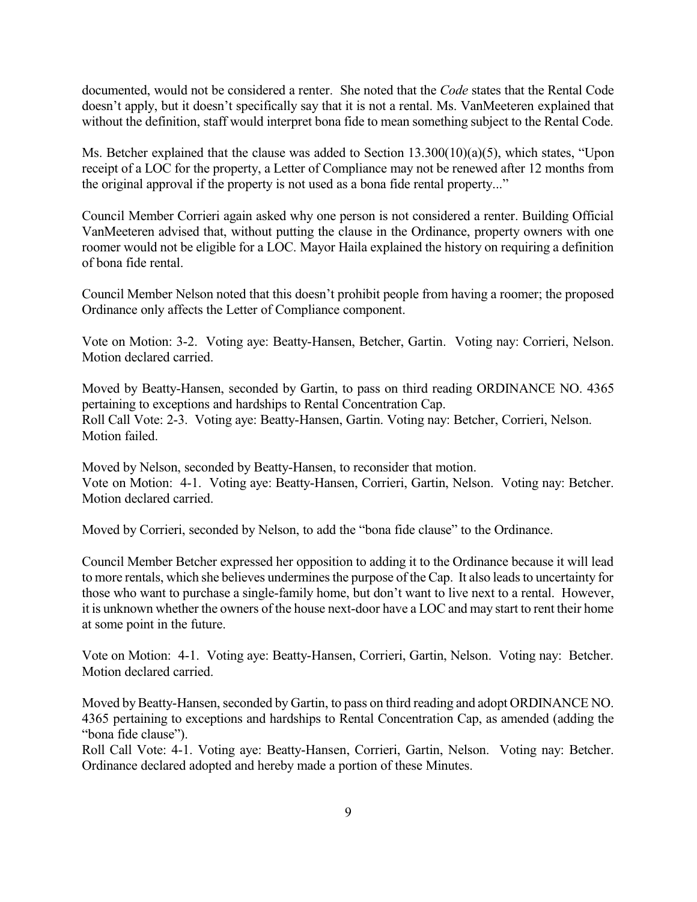documented, would not be considered a renter. She noted that the *Code* states that the Rental Code doesn't apply, but it doesn't specifically say that it is not a rental. Ms. VanMeeteren explained that without the definition, staff would interpret bona fide to mean something subject to the Rental Code.

Ms. Betcher explained that the clause was added to Section 13.300(10)(a)(5), which states, "Upon receipt of a LOC for the property, a Letter of Compliance may not be renewed after 12 months from the original approval if the property is not used as a bona fide rental property..."

Council Member Corrieri again asked why one person is not considered a renter. Building Official VanMeeteren advised that, without putting the clause in the Ordinance, property owners with one roomer would not be eligible for a LOC. Mayor Haila explained the history on requiring a definition of bona fide rental.

Council Member Nelson noted that this doesn't prohibit people from having a roomer; the proposed Ordinance only affects the Letter of Compliance component.

Vote on Motion: 3-2. Voting aye: Beatty-Hansen, Betcher, Gartin. Voting nay: Corrieri, Nelson. Motion declared carried.

Moved by Beatty-Hansen, seconded by Gartin, to pass on third reading ORDINANCE NO. 4365 pertaining to exceptions and hardships to Rental Concentration Cap.
Roll Call Vote: 2-3. Voting aye: Beatty-Hansen, Gartin. Voting nay: Betcher, Corrieri, Nelson. Motion failed.

Moved by Nelson, seconded by Beatty-Hansen, to reconsider that motion.
Vote on Motion: 4-1. Voting aye: Beatty-Hansen, Corrieri, Gartin, Nelson. Voting nay: Betcher. Motion declared carried.

Moved by Corrieri, seconded by Nelson, to add the "bona fide clause" to the Ordinance.

Council Member Betcher expressed her opposition to adding it to the Ordinance because it will lead to more rentals, which she believes undermines the purpose of the Cap. It also leads to uncertainty for those who want to purchase a single-family home, but don't want to live next to a rental. However, it is unknown whether the owners of the house next-door have a LOC and may start to rent their home at some point in the future.

Vote on Motion: 4-1. Voting aye: Beatty-Hansen, Corrieri, Gartin, Nelson. Voting nay: Betcher. Motion declared carried.

Moved by Beatty-Hansen, seconded by Gartin, to pass on third reading and adopt ORDINANCE NO. 4365 pertaining to exceptions and hardships to Rental Concentration Cap, as amended (adding the "bona fide clause").
Roll Call Vote: 4-1. Voting aye: Beatty-Hansen, Corrieri, Gartin, Nelson. Voting nay: Betcher. Ordinance declared adopted and hereby made a portion of these Minutes.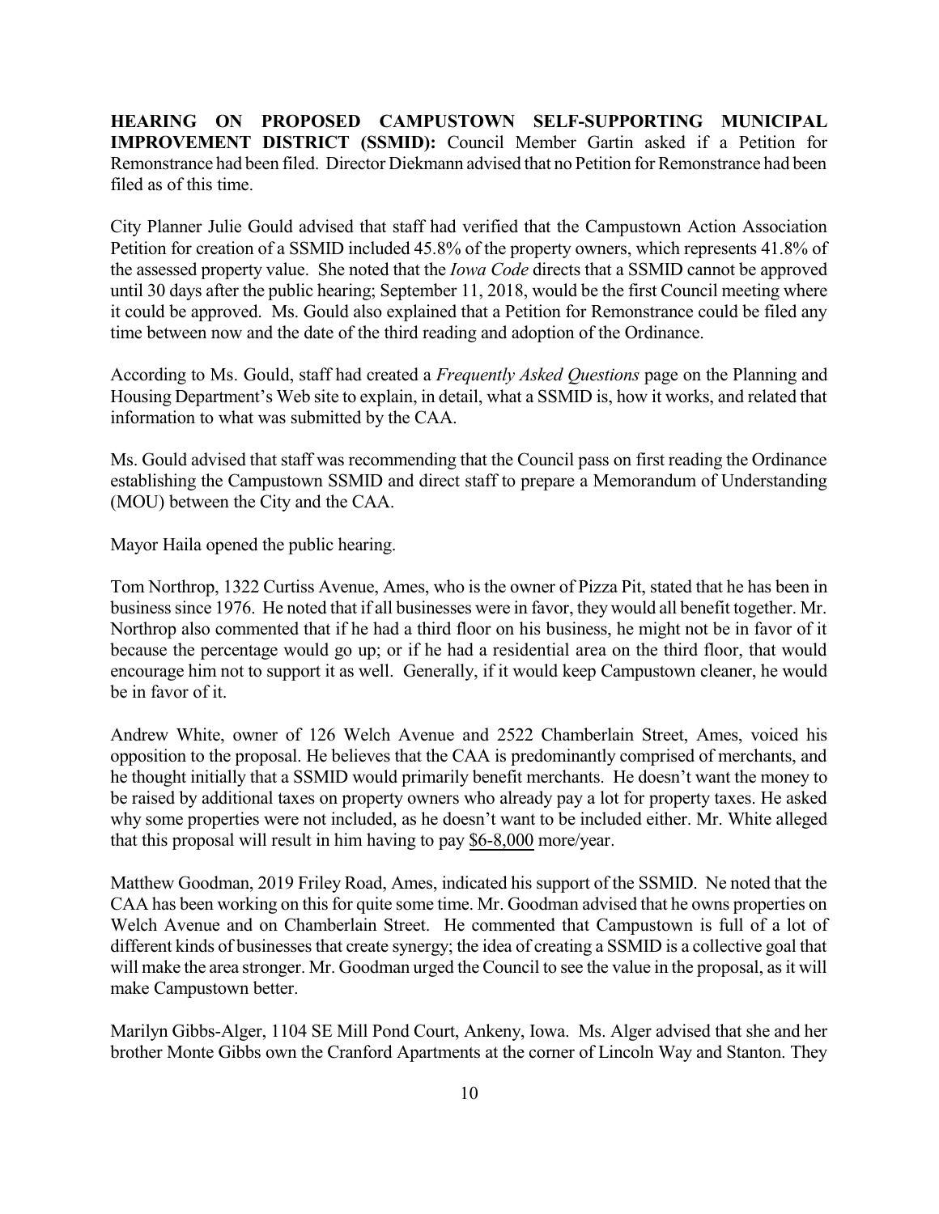**HEARING ON PROPOSED CAMPUSTOWN SELF-SUPPORTING MUNICIPAL IMPROVEMENT DISTRICT (SSMID):** Council Member Gartin asked if a Petition for Remonstrance had been filed. Director Diekmann advised that no Petition for Remonstrance had been filed as of this time.

City Planner Julie Gould advised that staff had verified that the Campustown Action Association Petition for creation of a SSMID included 45.8% of the property owners, which represents 41.8% of the assessed property value. She noted that the *Iowa Code* directs that a SSMID cannot be approved until 30 days after the public hearing; September 11, 2018, would be the first Council meeting where it could be approved. Ms. Gould also explained that a Petition for Remonstrance could be filed any time between now and the date of the third reading and adoption of the Ordinance.

According to Ms. Gould, staff had created a *Frequently Asked Questions* page on the Planning and Housing Department's Web site to explain, in detail, what a SSMID is, how it works, and related that information to what was submitted by the CAA.

Ms. Gould advised that staff was recommending that the Council pass on first reading the Ordinance establishing the Campustown SSMID and direct staff to prepare a Memorandum of Understanding (MOU) between the City and the CAA.

Mayor Haila opened the public hearing.

Tom Northrop, 1322 Curtiss Avenue, Ames, who is the owner of Pizza Pit, stated that he has been in business since 1976. He noted that if all businesses were in favor, they would all benefit together. Mr. Northrop also commented that if he had a third floor on his business, he might not be in favor of it because the percentage would go up; or if he had a residential area on the third floor, that would encourage him not to support it as well. Generally, if it would keep Campustown cleaner, he would be in favor of it.

Andrew White, owner of 126 Welch Avenue and 2522 Chamberlain Street, Ames, voiced his opposition to the proposal. He believes that the CAA is predominantly comprised of merchants, and he thought initially that a SSMID would primarily benefit merchants. He doesn't want the money to be raised by additional taxes on property owners who already pay a lot for property taxes. He asked why some properties were not included, as he doesn't want to be included either. Mr. White alleged that this proposal will result in him having to pay <u>$6-8,000</u> more/year.

Matthew Goodman, 2019 Friley Road, Ames, indicated his support of the SSMID. Ne noted that the CAA has been working on this for quite some time. Mr. Goodman advised that he owns properties on Welch Avenue and on Chamberlain Street. He commented that Campustown is full of a lot of different kinds of businesses that create synergy; the idea of creating a SSMID is a collective goal that will make the area stronger. Mr. Goodman urged the Council to see the value in the proposal, as it will make Campustown better.

Marilyn Gibbs-Alger, 1104 SE Mill Pond Court, Ankeny, Iowa. Ms. Alger advised that she and her brother Monte Gibbs own the Cranford Apartments at the corner of Lincoln Way and Stanton. They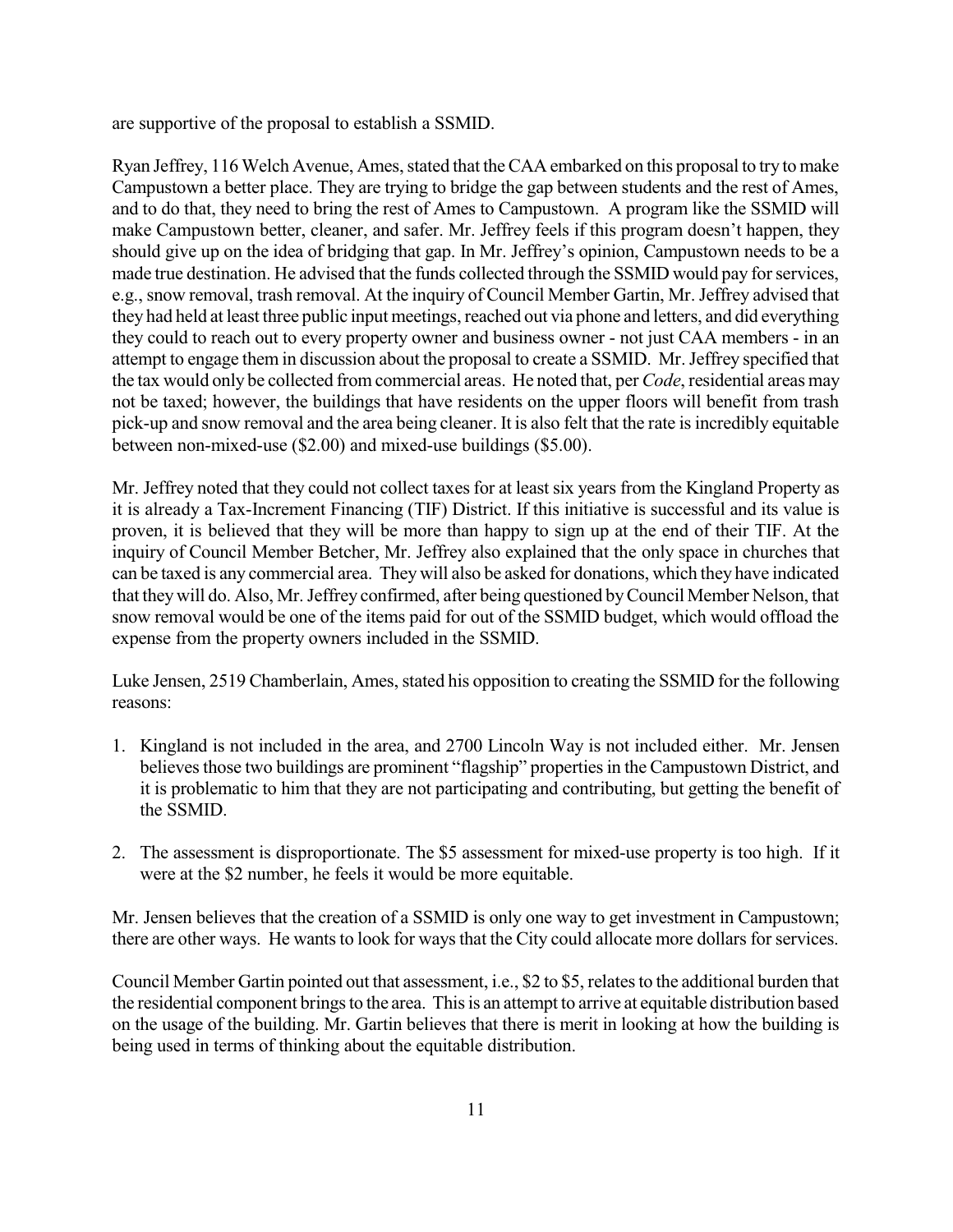are supportive of the proposal to establish a SSMID.

Ryan Jeffrey, 116 Welch Avenue, Ames, stated that the CAA embarked on this proposal to try to make Campustown a better place. They are trying to bridge the gap between students and the rest of Ames, and to do that, they need to bring the rest of Ames to Campustown. A program like the SSMID will make Campustown better, cleaner, and safer. Mr. Jeffrey feels if this program doesn't happen, they should give up on the idea of bridging that gap. In Mr. Jeffrey's opinion, Campustown needs to be a made true destination. He advised that the funds collected through the SSMID would pay for services, e.g., snow removal, trash removal. At the inquiry of Council Member Gartin, Mr. Jeffrey advised that they had held at least three public input meetings, reached out via phone and letters, and did everything they could to reach out to every property owner and business owner - not just CAA members - in an attempt to engage them in discussion about the proposal to create a SSMID. Mr. Jeffrey specified that the tax would only be collected from commercial areas. He noted that, per *Code*, residential areas may not be taxed; however, the buildings that have residents on the upper floors will benefit from trash pick-up and snow removal and the area being cleaner. It is also felt that the rate is incredibly equitable between non-mixed-use ($2.00) and mixed-use buildings ($5.00).

Mr. Jeffrey noted that they could not collect taxes for at least six years from the Kingland Property as it is already a Tax-Increment Financing (TIF) District. If this initiative is successful and its value is proven, it is believed that they will be more than happy to sign up at the end of their TIF. At the inquiry of Council Member Betcher, Mr. Jeffrey also explained that the only space in churches that can be taxed is any commercial area. They will also be asked for donations, which they have indicated that they will do. Also, Mr. Jeffrey confirmed, after being questioned by Council Member Nelson, that snow removal would be one of the items paid for out of the SSMID budget, which would offload the expense from the property owners included in the SSMID.

Luke Jensen, 2519 Chamberlain, Ames, stated his opposition to creating the SSMID for the following reasons:

1. Kingland is not included in the area, and 2700 Lincoln Way is not included either. Mr. Jensen believes those two buildings are prominent "flagship" properties in the Campustown District, and it is problematic to him that they are not participating and contributing, but getting the benefit of the SSMID.
2. The assessment is disproportionate. The $5 assessment for mixed-use property is too high. If it were at the $2 number, he feels it would be more equitable.

Mr. Jensen believes that the creation of a SSMID is only one way to get investment in Campustown; there are other ways. He wants to look for ways that the City could allocate more dollars for services.

Council Member Gartin pointed out that assessment, i.e., $2 to $5, relates to the additional burden that the residential component brings to the area. This is an attempt to arrive at equitable distribution based on the usage of the building. Mr. Gartin believes that there is merit in looking at how the building is being used in terms of thinking about the equitable distribution.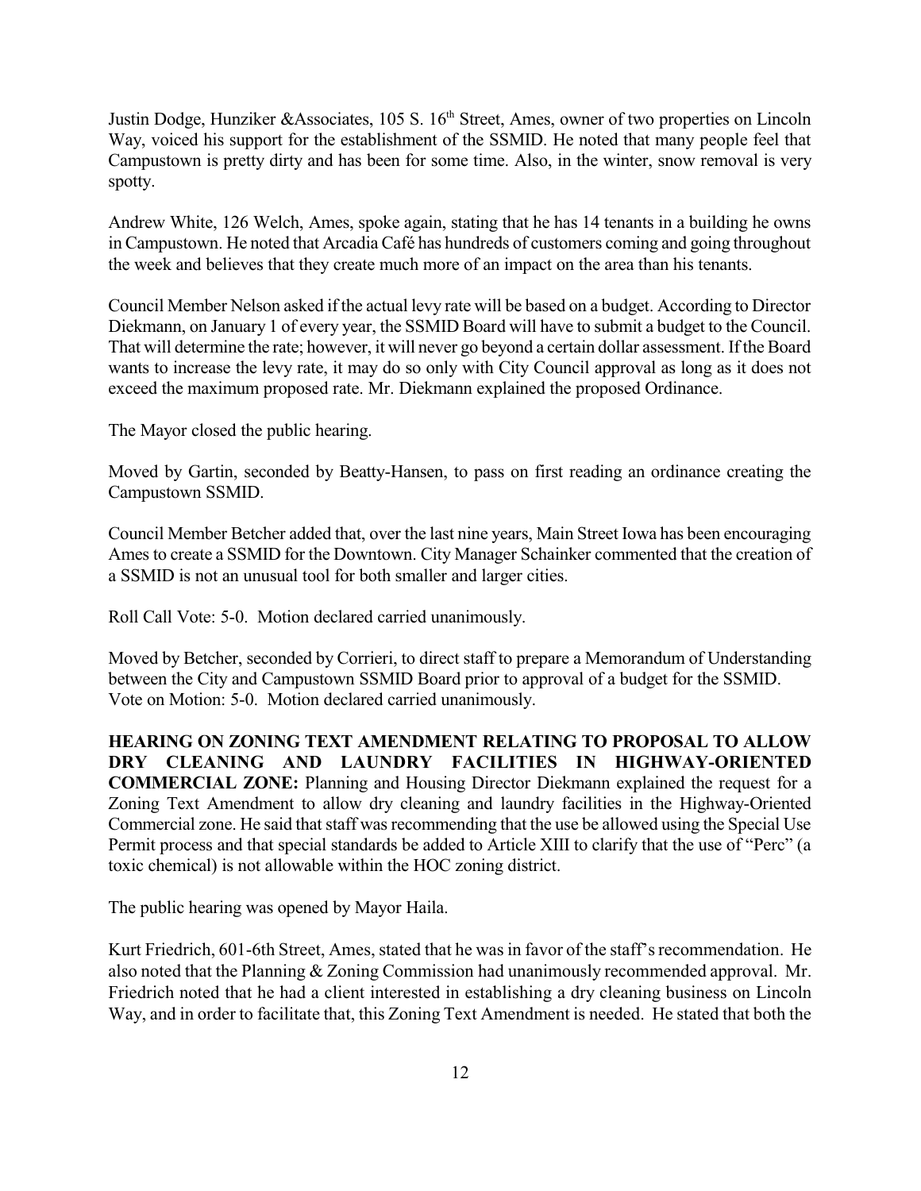Justin Dodge, Hunziker &Associates, 105 S. 16th Street, Ames, owner of two properties on Lincoln Way, voiced his support for the establishment of the SSMID. He noted that many people feel that Campustown is pretty dirty and has been for some time. Also, in the winter, snow removal is very spotty.

Andrew White, 126 Welch, Ames, spoke again, stating that he has 14 tenants in a building he owns in Campustown. He noted that Arcadia Café has hundreds of customers coming and going throughout the week and believes that they create much more of an impact on the area than his tenants.

Council Member Nelson asked if the actual levy rate will be based on a budget. According to Director Diekmann, on January 1 of every year, the SSMID Board will have to submit a budget to the Council. That will determine the rate; however, it will never go beyond a certain dollar assessment. If the Board wants to increase the levy rate, it may do so only with City Council approval as long as it does not exceed the maximum proposed rate. Mr. Diekmann explained the proposed Ordinance.

The Mayor closed the public hearing.

Moved by Gartin, seconded by Beatty-Hansen, to pass on first reading an ordinance creating the Campustown SSMID.

Council Member Betcher added that, over the last nine years, Main Street Iowa has been encouraging Ames to create a SSMID for the Downtown. City Manager Schainker commented that the creation of a SSMID is not an unusual tool for both smaller and larger cities.

Roll Call Vote: 5-0. Motion declared carried unanimously.

Moved by Betcher, seconded by Corrieri, to direct staff to prepare a Memorandum of Understanding between the City and Campustown SSMID Board prior to approval of a budget for the SSMID.
Vote on Motion: 5-0. Motion declared carried unanimously.

**HEARING ON ZONING TEXT AMENDMENT RELATING TO PROPOSAL TO ALLOW DRY CLEANING AND LAUNDRY FACILITIES IN HIGHWAY-ORIENTED COMMERCIAL ZONE:** Planning and Housing Director Diekmann explained the request for a Zoning Text Amendment to allow dry cleaning and laundry facilities in the Highway-Oriented Commercial zone. He said that staff was recommending that the use be allowed using the Special Use Permit process and that special standards be added to Article XIII to clarify that the use of "Perc" (a toxic chemical) is not allowable within the HOC zoning district.

The public hearing was opened by Mayor Haila.

Kurt Friedrich, 601-6th Street, Ames, stated that he was in favor of the staff's recommendation. He also noted that the Planning & Zoning Commission had unanimously recommended approval. Mr. Friedrich noted that he had a client interested in establishing a dry cleaning business on Lincoln Way, and in order to facilitate that, this Zoning Text Amendment is needed. He stated that both the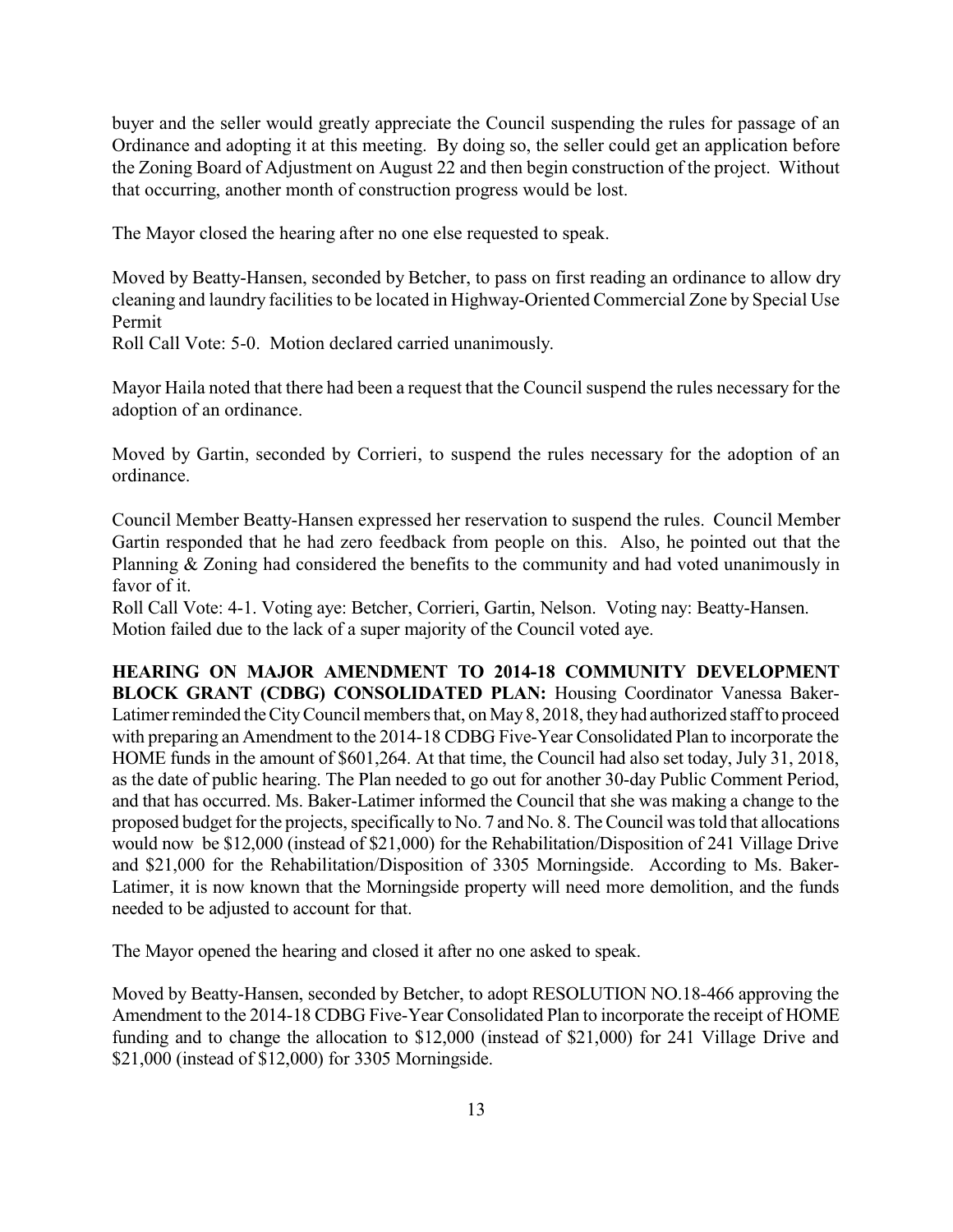buyer and the seller would greatly appreciate the Council suspending the rules for passage of an Ordinance and adopting it at this meeting. By doing so, the seller could get an application before the Zoning Board of Adjustment on August 22 and then begin construction of the project. Without that occurring, another month of construction progress would be lost.

The Mayor closed the hearing after no one else requested to speak.

Moved by Beatty-Hansen, seconded by Betcher, to pass on first reading an ordinance to allow dry cleaning and laundry facilities to be located in Highway-Oriented Commercial Zone by Special Use Permit
Roll Call Vote: 5-0. Motion declared carried unanimously.

Mayor Haila noted that there had been a request that the Council suspend the rules necessary for the adoption of an ordinance.

Moved by Gartin, seconded by Corrieri, to suspend the rules necessary for the adoption of an ordinance.

Council Member Beatty-Hansen expressed her reservation to suspend the rules. Council Member Gartin responded that he had zero feedback from people on this. Also, he pointed out that the Planning & Zoning had considered the benefits to the community and had voted unanimously in favor of it.
Roll Call Vote: 4-1. Voting aye: Betcher, Corrieri, Gartin, Nelson. Voting nay: Beatty-Hansen. Motion failed due to the lack of a super majority of the Council voted aye.

**HEARING ON MAJOR AMENDMENT TO 2014-18 COMMUNITY DEVELOPMENT BLOCK GRANT (CDBG) CONSOLIDATED PLAN:** Housing Coordinator Vanessa Baker-Latimer reminded the City Council members that, on May 8, 2018, they had authorized staff to proceed with preparing an Amendment to the 2014-18 CDBG Five-Year Consolidated Plan to incorporate the HOME funds in the amount of $601,264. At that time, the Council had also set today, July 31, 2018, as the date of public hearing. The Plan needed to go out for another 30-day Public Comment Period, and that has occurred. Ms. Baker-Latimer informed the Council that she was making a change to the proposed budget for the projects, specifically to No. 7 and No. 8. The Council was told that allocations would now be $12,000 (instead of $21,000) for the Rehabilitation/Disposition of 241 Village Drive and $21,000 for the Rehabilitation/Disposition of 3305 Morningside. According to Ms. Baker-Latimer, it is now known that the Morningside property will need more demolition, and the funds needed to be adjusted to account for that.

The Mayor opened the hearing and closed it after no one asked to speak.

Moved by Beatty-Hansen, seconded by Betcher, to adopt RESOLUTION NO.18-466 approving the Amendment to the 2014-18 CDBG Five-Year Consolidated Plan to incorporate the receipt of HOME funding and to change the allocation to $12,000 (instead of $21,000) for 241 Village Drive and $21,000 (instead of $12,000) for 3305 Morningside.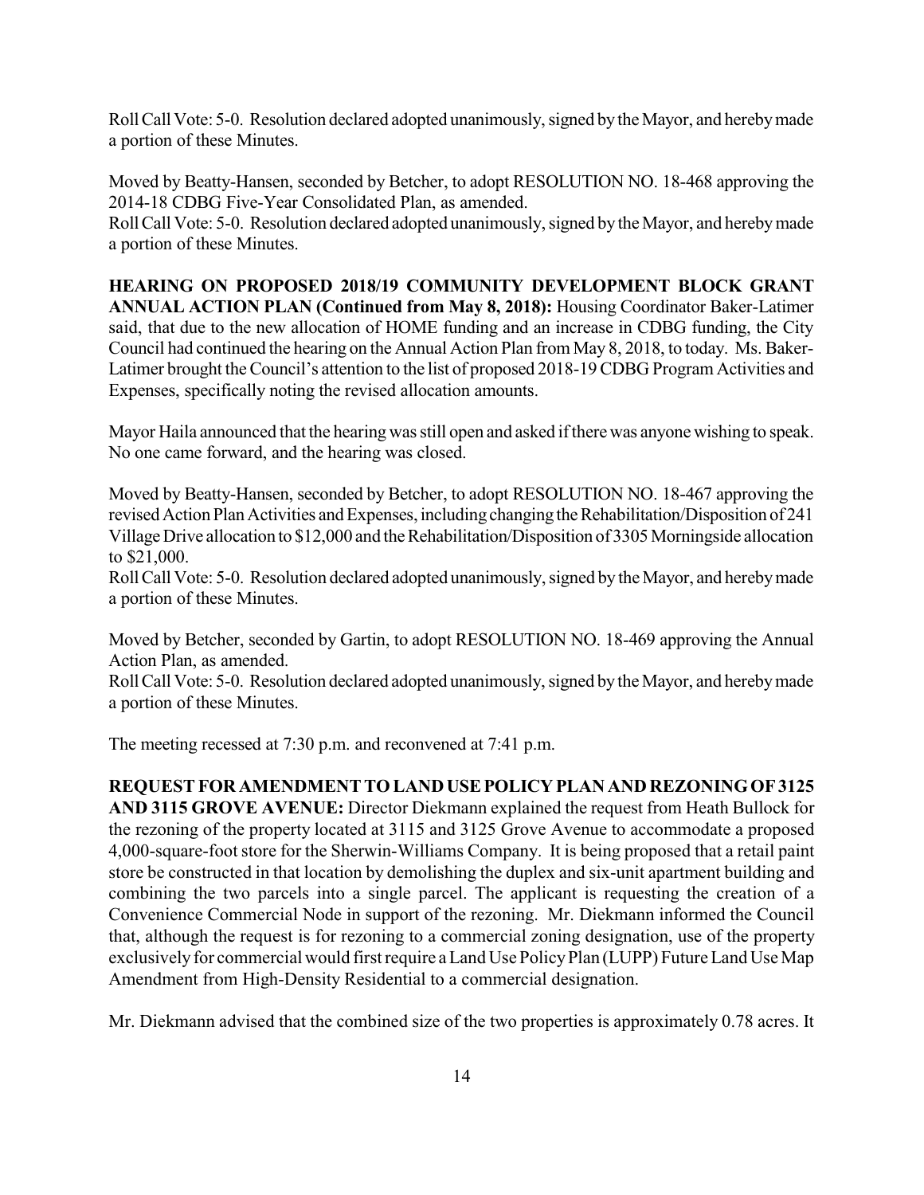Roll Call Vote: 5-0. Resolution declared adopted unanimously, signed by the Mayor, and hereby made a portion of these Minutes.

Moved by Beatty-Hansen, seconded by Betcher, to adopt RESOLUTION NO. 18-468 approving the 2014-18 CDBG Five-Year Consolidated Plan, as amended.
Roll Call Vote: 5-0. Resolution declared adopted unanimously, signed by the Mayor, and hereby made a portion of these Minutes.

**HEARING ON PROPOSED 2018/19 COMMUNITY DEVELOPMENT BLOCK GRANT ANNUAL ACTION PLAN (Continued from May 8, 2018):** Housing Coordinator Baker-Latimer said, that due to the new allocation of HOME funding and an increase in CDBG funding, the City Council had continued the hearing on the Annual Action Plan from May 8, 2018, to today. Ms. Baker-Latimer brought the Council's attention to the list of proposed 2018-19 CDBG Program Activities and Expenses, specifically noting the revised allocation amounts.

Mayor Haila announced that the hearing was still open and asked if there was anyone wishing to speak. No one came forward, and the hearing was closed.

Moved by Beatty-Hansen, seconded by Betcher, to adopt RESOLUTION NO. 18-467 approving the revised Action Plan Activities and Expenses, including changing the Rehabilitation/Disposition of 241 Village Drive allocation to $12,000 and the Rehabilitation/Disposition of 3305 Morningside allocation to $21,000.
Roll Call Vote: 5-0. Resolution declared adopted unanimously, signed by the Mayor, and hereby made a portion of these Minutes.

Moved by Betcher, seconded by Gartin, to adopt RESOLUTION NO. 18-469 approving the Annual Action Plan, as amended.
Roll Call Vote: 5-0. Resolution declared adopted unanimously, signed by the Mayor, and hereby made a portion of these Minutes.

The meeting recessed at 7:30 p.m. and reconvened at 7:41 p.m.

**REQUEST FOR AMENDMENT TO LAND USE POLICY PLAN AND REZONING OF 3125 AND 3115 GROVE AVENUE:** Director Diekmann explained the request from Heath Bullock for the rezoning of the property located at 3115 and 3125 Grove Avenue to accommodate a proposed 4,000-square-foot store for the Sherwin-Williams Company. It is being proposed that a retail paint store be constructed in that location by demolishing the duplex and six-unit apartment building and combining the two parcels into a single parcel. The applicant is requesting the creation of a Convenience Commercial Node in support of the rezoning. Mr. Diekmann informed the Council that, although the request is for rezoning to a commercial zoning designation, use of the property exclusively for commercial would first require a Land Use Policy Plan (LUPP) Future Land Use Map Amendment from High-Density Residential to a commercial designation.

Mr. Diekmann advised that the combined size of the two properties is approximately 0.78 acres. It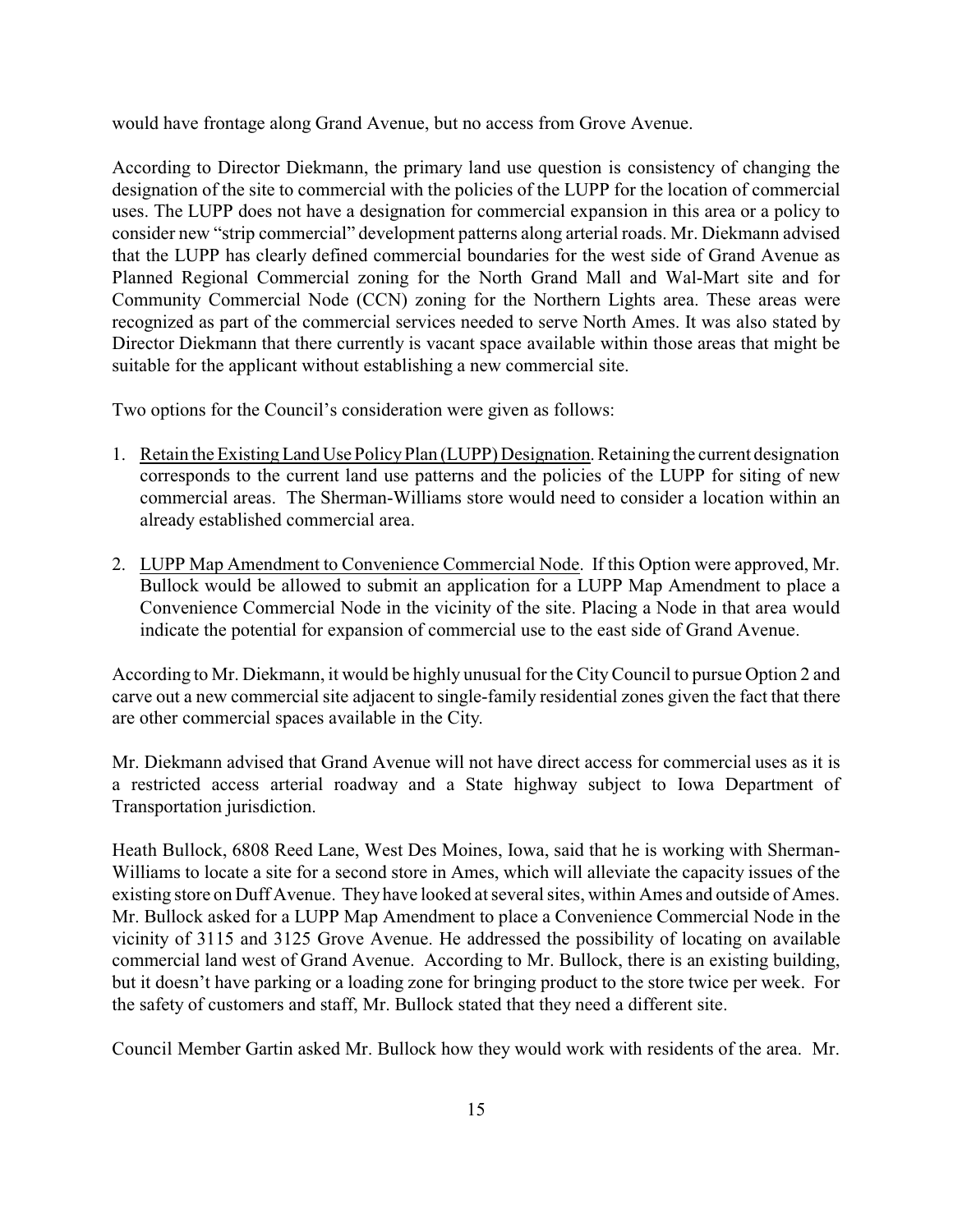would have frontage along Grand Avenue, but no access from Grove Avenue.

According to Director Diekmann, the primary land use question is consistency of changing the designation of the site to commercial with the policies of the LUPP for the location of commercial uses. The LUPP does not have a designation for commercial expansion in this area or a policy to consider new "strip commercial" development patterns along arterial roads. Mr. Diekmann advised that the LUPP has clearly defined commercial boundaries for the west side of Grand Avenue as Planned Regional Commercial zoning for the North Grand Mall and Wal-Mart site and for Community Commercial Node (CCN) zoning for the Northern Lights area. These areas were recognized as part of the commercial services needed to serve North Ames. It was also stated by Director Diekmann that there currently is vacant space available within those areas that might be suitable for the applicant without establishing a new commercial site.

Two options for the Council's consideration were given as follows:

1. Retain the Existing Land Use Policy Plan (LUPP) Designation. Retaining the current designation corresponds to the current land use patterns and the policies of the LUPP for siting of new commercial areas. The Sherman-Williams store would need to consider a location within an already established commercial area.

2. LUPP Map Amendment to Convenience Commercial Node. If this Option were approved, Mr. Bullock would be allowed to submit an application for a LUPP Map Amendment to place a Convenience Commercial Node in the vicinity of the site. Placing a Node in that area would indicate the potential for expansion of commercial use to the east side of Grand Avenue.

According to Mr. Diekmann, it would be highly unusual for the City Council to pursue Option 2 and carve out a new commercial site adjacent to single-family residential zones given the fact that there are other commercial spaces available in the City.

Mr. Diekmann advised that Grand Avenue will not have direct access for commercial uses as it is a restricted access arterial roadway and a State highway subject to Iowa Department of Transportation jurisdiction.

Heath Bullock, 6808 Reed Lane, West Des Moines, Iowa, said that he is working with Sherman-Williams to locate a site for a second store in Ames, which will alleviate the capacity issues of the existing store on Duff Avenue. They have looked at several sites, within Ames and outside of Ames. Mr. Bullock asked for a LUPP Map Amendment to place a Convenience Commercial Node in the vicinity of 3115 and 3125 Grove Avenue. He addressed the possibility of locating on available commercial land west of Grand Avenue. According to Mr. Bullock, there is an existing building, but it doesn't have parking or a loading zone for bringing product to the store twice per week. For the safety of customers and staff, Mr. Bullock stated that they need a different site.

Council Member Gartin asked Mr. Bullock how they would work with residents of the area. Mr.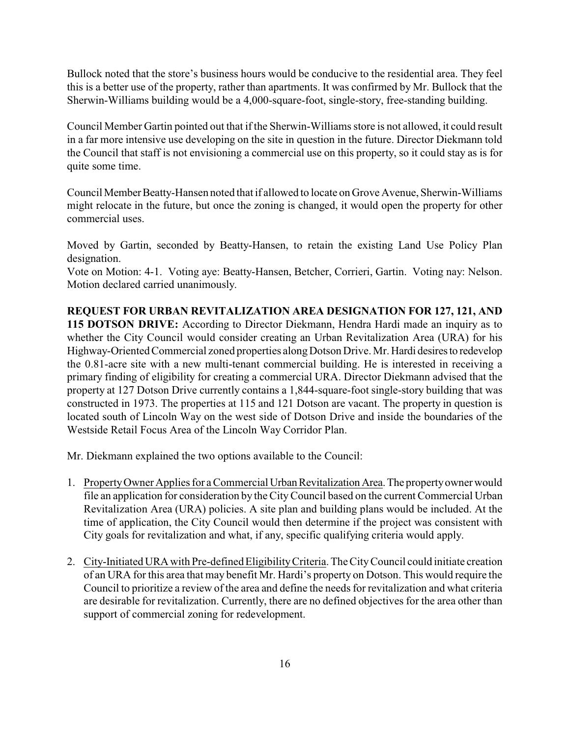Bullock noted that the store's business hours would be conducive to the residential area. They feel this is a better use of the property, rather than apartments. It was confirmed by Mr. Bullock that the Sherwin-Williams building would be a 4,000-square-foot, single-story, free-standing building.

Council Member Gartin pointed out that if the Sherwin-Williams store is not allowed, it could result in a far more intensive use developing on the site in question in the future. Director Diekmann told the Council that staff is not envisioning a commercial use on this property, so it could stay as is for quite some time.

Council Member Beatty-Hansen noted that if allowed to locate on Grove Avenue, Sherwin-Williams might relocate in the future, but once the zoning is changed, it would open the property for other commercial uses.

Moved by Gartin, seconded by Beatty-Hansen, to retain the existing Land Use Policy Plan designation.
Vote on Motion: 4-1. Voting aye: Beatty-Hansen, Betcher, Corrieri, Gartin. Voting nay: Nelson. Motion declared carried unanimously.

**REQUEST FOR URBAN REVITALIZATION AREA DESIGNATION FOR 127, 121, AND 115 DOTSON DRIVE:** According to Director Diekmann, Hendra Hardi made an inquiry as to whether the City Council would consider creating an Urban Revitalization Area (URA) for his Highway-Oriented Commercial zoned properties along Dotson Drive. Mr. Hardi desires to redevelop the 0.81-acre site with a new multi-tenant commercial building. He is interested in receiving a primary finding of eligibility for creating a commercial URA. Director Diekmann advised that the property at 127 Dotson Drive currently contains a 1,844-square-foot single-story building that was constructed in 1973. The properties at 115 and 121 Dotson are vacant. The property in question is located south of Lincoln Way on the west side of Dotson Drive and inside the boundaries of the Westside Retail Focus Area of the Lincoln Way Corridor Plan.

Mr. Diekmann explained the two options available to the Council:

1. Property Owner Applies for a Commercial Urban Revitalization Area. The property owner would file an application for consideration by the City Council based on the current Commercial Urban Revitalization Area (URA) policies. A site plan and building plans would be included. At the time of application, the City Council would then determine if the project was consistent with City goals for revitalization and what, if any, specific qualifying criteria would apply.

2. City-Initiated URA with Pre-defined Eligibility Criteria. The City Council could initiate creation of an URA for this area that may benefit Mr. Hardi's property on Dotson. This would require the Council to prioritize a review of the area and define the needs for revitalization and what criteria are desirable for revitalization. Currently, there are no defined objectives for the area other than support of commercial zoning for redevelopment.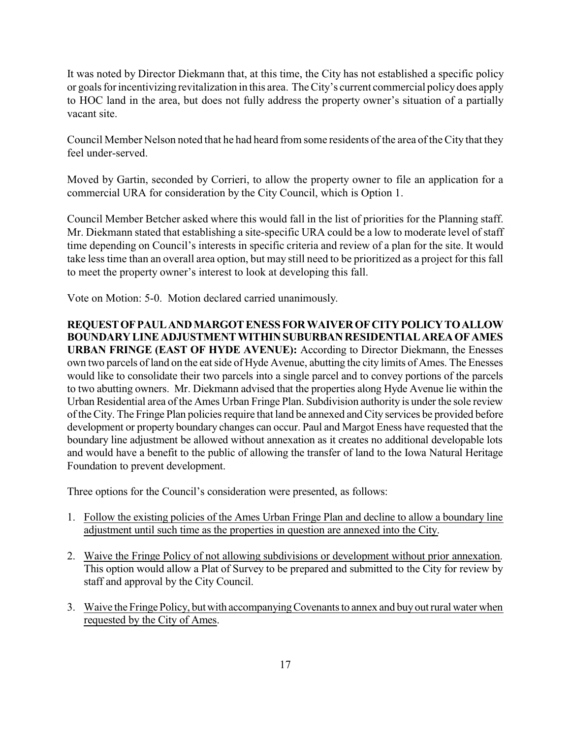It was noted by Director Diekmann that, at this time, the City has not established a specific policy or goals for incentivizing revitalization in this area. The City's current commercial policy does apply to HOC land in the area, but does not fully address the property owner's situation of a partially vacant site.

Council Member Nelson noted that he had heard from some residents of the area of the City that they feel under-served.

Moved by Gartin, seconded by Corrieri, to allow the property owner to file an application for a commercial URA for consideration by the City Council, which is Option 1.

Council Member Betcher asked where this would fall in the list of priorities for the Planning staff. Mr. Diekmann stated that establishing a site-specific URA could be a low to moderate level of staff time depending on Council's interests in specific criteria and review of a plan for the site. It would take less time than an overall area option, but may still need to be prioritized as a project for this fall to meet the property owner's interest to look at developing this fall.

Vote on Motion: 5-0. Motion declared carried unanimously.

**REQUEST OF PAUL AND MARGOT ENESS FOR WAIVER OF CITY POLICY TO ALLOW BOUNDARY LINE ADJUSTMENT WITHIN SUBURBAN RESIDENTIAL AREA OF AMES URBAN FRINGE (EAST OF HYDE AVENUE):** According to Director Diekmann, the Enesses own two parcels of land on the eat side of Hyde Avenue, abutting the city limits of Ames. The Enesses would like to consolidate their two parcels into a single parcel and to convey portions of the parcels to two abutting owners. Mr. Diekmann advised that the properties along Hyde Avenue lie within the Urban Residential area of the Ames Urban Fringe Plan. Subdivision authority is under the sole review of the City. The Fringe Plan policies require that land be annexed and City services be provided before development or property boundary changes can occur. Paul and Margot Eness have requested that the boundary line adjustment be allowed without annexation as it creates no additional developable lots and would have a benefit to the public of allowing the transfer of land to the Iowa Natural Heritage Foundation to prevent development.

Three options for the Council's consideration were presented, as follows:

1. Follow the existing policies of the Ames Urban Fringe Plan and decline to allow a boundary line adjustment until such time as the properties in question are annexed into the City.

2. Waive the Fringe Policy of not allowing subdivisions or development without prior annexation. This option would allow a Plat of Survey to be prepared and submitted to the City for review by staff and approval by the City Council.

3. Waive the Fringe Policy, but with accompanying Covenants to annex and buy out rural water when requested by the City of Ames.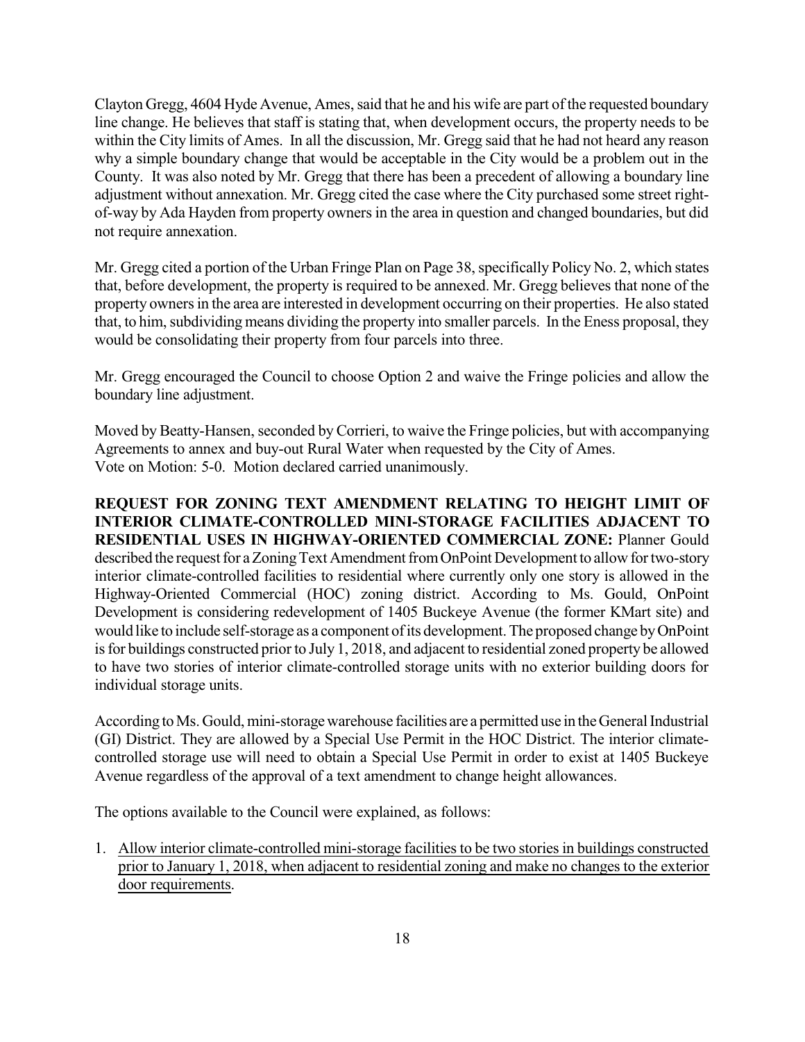Clayton Gregg, 4604 Hyde Avenue, Ames, said that he and his wife are part of the requested boundary line change. He believes that staff is stating that, when development occurs, the property needs to be within the City limits of Ames. In all the discussion, Mr. Gregg said that he had not heard any reason why a simple boundary change that would be acceptable in the City would be a problem out in the County. It was also noted by Mr. Gregg that there has been a precedent of allowing a boundary line adjustment without annexation. Mr. Gregg cited the case where the City purchased some street right-of-way by Ada Hayden from property owners in the area in question and changed boundaries, but did not require annexation.

Mr. Gregg cited a portion of the Urban Fringe Plan on Page 38, specifically Policy No. 2, which states that, before development, the property is required to be annexed. Mr. Gregg believes that none of the property owners in the area are interested in development occurring on their properties. He also stated that, to him, subdividing means dividing the property into smaller parcels. In the Eness proposal, they would be consolidating their property from four parcels into three.

Mr. Gregg encouraged the Council to choose Option 2 and waive the Fringe policies and allow the boundary line adjustment.

Moved by Beatty-Hansen, seconded by Corrieri, to waive the Fringe policies, but with accompanying Agreements to annex and buy-out Rural Water when requested by the City of Ames.
Vote on Motion: 5-0. Motion declared carried unanimously.

**REQUEST FOR ZONING TEXT AMENDMENT RELATING TO HEIGHT LIMIT OF INTERIOR CLIMATE-CONTROLLED MINI-STORAGE FACILITIES ADJACENT TO RESIDENTIAL USES IN HIGHWAY-ORIENTED COMMERCIAL ZONE:** Planner Gould described the request for a Zoning Text Amendment from OnPoint Development to allow for two-story interior climate-controlled facilities to residential where currently only one story is allowed in the Highway-Oriented Commercial (HOC) zoning district. According to Ms. Gould, OnPoint Development is considering redevelopment of 1405 Buckeye Avenue (the former KMart site) and would like to include self-storage as a component of its development. The proposed change by OnPoint is for buildings constructed prior to July 1, 2018, and adjacent to residential zoned property be allowed to have two stories of interior climate-controlled storage units with no exterior building doors for individual storage units.

According to Ms. Gould, mini-storage warehouse facilities are a permitted use in the General Industrial (GI) District. They are allowed by a Special Use Permit in the HOC District. The interior climate-controlled storage use will need to obtain a Special Use Permit in order to exist at 1405 Buckeye Avenue regardless of the approval of a text amendment to change height allowances.

The options available to the Council were explained, as follows:

1. <u>Allow interior climate-controlled mini-storage facilities to be two stories in buildings constructed prior to January 1, 2018, when adjacent to residential zoning and make no changes to the exterior door requirements</u>.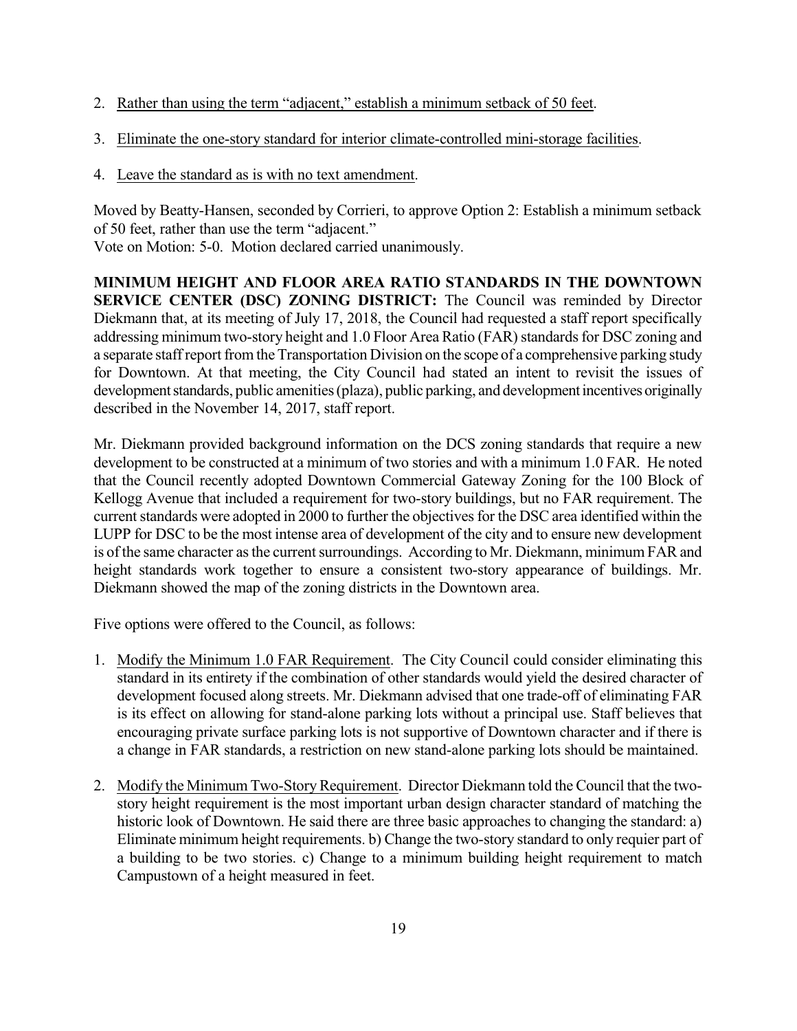2. Rather than using the term "adjacent," establish a minimum setback of 50 feet.

3. Eliminate the one-story standard for interior climate-controlled mini-storage facilities.

4. Leave the standard as is with no text amendment.

Moved by Beatty-Hansen, seconded by Corrieri, to approve Option 2: Establish a minimum setback of 50 feet, rather than use the term "adjacent."
Vote on Motion: 5-0. Motion declared carried unanimously.

**MINIMUM HEIGHT AND FLOOR AREA RATIO STANDARDS IN THE DOWNTOWN SERVICE CENTER (DSC) ZONING DISTRICT:** The Council was reminded by Director Diekmann that, at its meeting of July 17, 2018, the Council had requested a staff report specifically addressing minimum two-story height and 1.0 Floor Area Ratio (FAR) standards for DSC zoning and a separate staff report from the Transportation Division on the scope of a comprehensive parking study for Downtown. At that meeting, the City Council had stated an intent to revisit the issues of development standards, public amenities (plaza), public parking, and development incentives originally described in the November 14, 2017, staff report.

Mr. Diekmann provided background information on the DCS zoning standards that require a new development to be constructed at a minimum of two stories and with a minimum 1.0 FAR. He noted that the Council recently adopted Downtown Commercial Gateway Zoning for the 100 Block of Kellogg Avenue that included a requirement for two-story buildings, but no FAR requirement. The current standards were adopted in 2000 to further the objectives for the DSC area identified within the LUPP for DSC to be the most intense area of development of the city and to ensure new development is of the same character as the current surroundings. According to Mr. Diekmann, minimum FAR and height standards work together to ensure a consistent two-story appearance of buildings. Mr. Diekmann showed the map of the zoning districts in the Downtown area.

Five options were offered to the Council, as follows:

1. Modify the Minimum 1.0 FAR Requirement. The City Council could consider eliminating this standard in its entirety if the combination of other standards would yield the desired character of development focused along streets. Mr. Diekmann advised that one trade-off of eliminating FAR is its effect on allowing for stand-alone parking lots without a principal use. Staff believes that encouraging private surface parking lots is not supportive of Downtown character and if there is a change in FAR standards, a restriction on new stand-alone parking lots should be maintained.

2. Modify the Minimum Two-Story Requirement. Director Diekmann told the Council that the two-story height requirement is the most important urban design character standard of matching the historic look of Downtown. He said there are three basic approaches to changing the standard: a) Eliminate minimum height requirements. b) Change the two-story standard to only requier part of a building to be two stories. c) Change to a minimum building height requirement to match Campustown of a height measured in feet.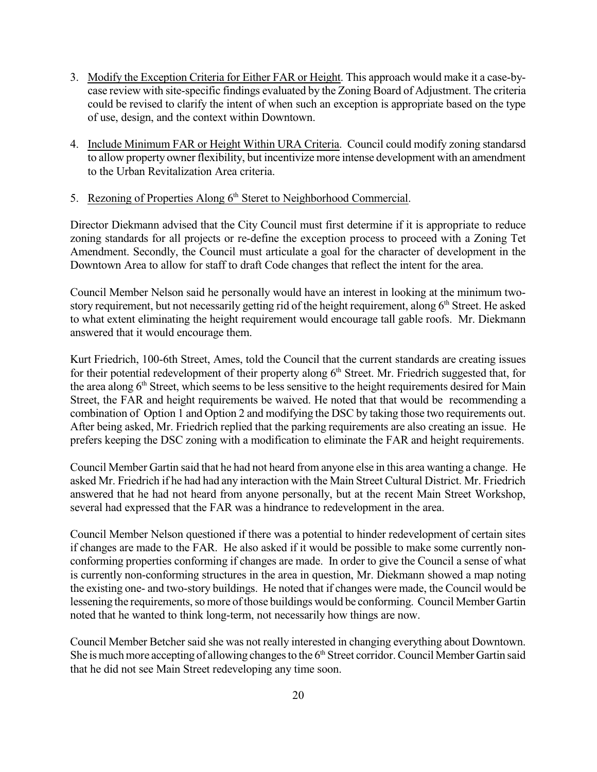3. Modify the Exception Criteria for Either FAR or Height. This approach would make it a case-by-case review with site-specific findings evaluated by the Zoning Board of Adjustment. The criteria could be revised to clarify the intent of when such an exception is appropriate based on the type of use, design, and the context within Downtown.

4. Include Minimum FAR or Height Within URA Criteria. Council could modify zoning standarsd to allow property owner flexibility, but incentivize more intense development with an amendment to the Urban Revitalization Area criteria.

5. Rezoning of Properties Along 6th Steret to Neighborhood Commercial.

Director Diekmann advised that the City Council must first determine if it is appropriate to reduce zoning standards for all projects or re-define the exception process to proceed with a Zoning Tet Amendment. Secondly, the Council must articulate a goal for the character of development in the Downtown Area to allow for staff to draft Code changes that reflect the intent for the area.

Council Member Nelson said he personally would have an interest in looking at the minimum two-story requirement, but not necessarily getting rid of the height requirement, along 6th Street. He asked to what extent eliminating the height requirement would encourage tall gable roofs. Mr. Diekmann answered that it would encourage them.

Kurt Friedrich, 100-6th Street, Ames, told the Council that the current standards are creating issues for their potential redevelopment of their property along 6th Street. Mr. Friedrich suggested that, for the area along 6th Street, which seems to be less sensitive to the height requirements desired for Main Street, the FAR and height requirements be waived. He noted that that would be recommending a combination of Option 1 and Option 2 and modifying the DSC by taking those two requirements out. After being asked, Mr. Friedrich replied that the parking requirements are also creating an issue. He prefers keeping the DSC zoning with a modification to eliminate the FAR and height requirements.

Council Member Gartin said that he had not heard from anyone else in this area wanting a change. He asked Mr. Friedrich if he had had any interaction with the Main Street Cultural District. Mr. Friedrich answered that he had not heard from anyone personally, but at the recent Main Street Workshop, several had expressed that the FAR was a hindrance to redevelopment in the area.

Council Member Nelson questioned if there was a potential to hinder redevelopment of certain sites if changes are made to the FAR. He also asked if it would be possible to make some currently non-conforming properties conforming if changes are made. In order to give the Council a sense of what is currently non-conforming structures in the area in question, Mr. Diekmann showed a map noting the existing one- and two-story buildings. He noted that if changes were made, the Council would be lessening the requirements, so more of those buildings would be conforming. Council Member Gartin noted that he wanted to think long-term, not necessarily how things are now.

Council Member Betcher said she was not really interested in changing everything about Downtown. She is much more accepting of allowing changes to the 6th Street corridor. Council Member Gartin said that he did not see Main Street redeveloping any time soon.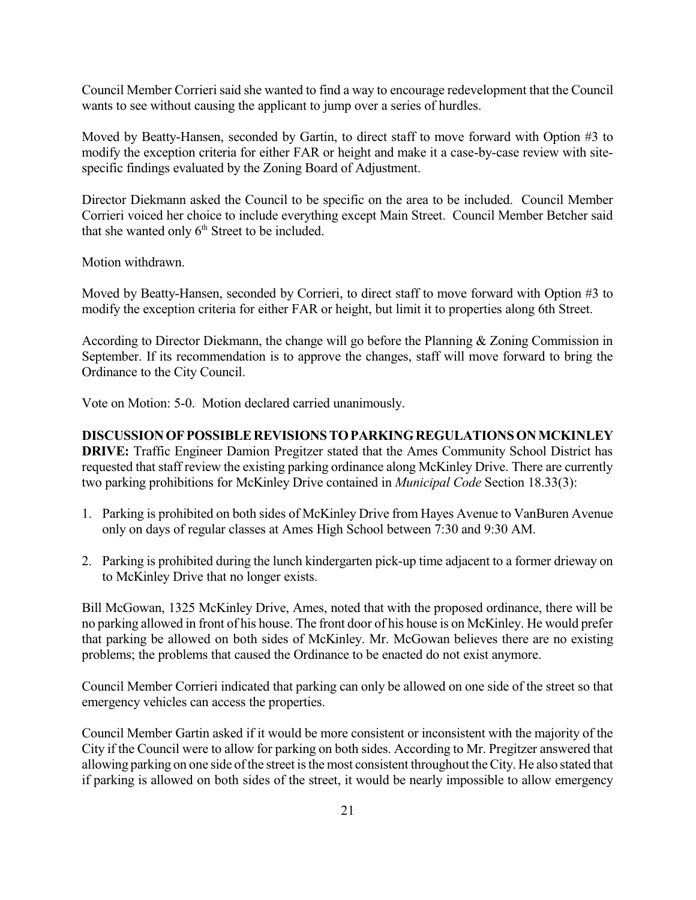Council Member Corrieri said she wanted to find a way to encourage redevelopment that the Council wants to see without causing the applicant to jump over a series of hurdles.

Moved by Beatty-Hansen, seconded by Gartin, to direct staff to move forward with Option #3 to modify the exception criteria for either FAR or height and make it a case-by-case review with site-specific findings evaluated by the Zoning Board of Adjustment.

Director Diekmann asked the Council to be specific on the area to be included. Council Member Corrieri voiced her choice to include everything except Main Street. Council Member Betcher said that she wanted only 6th Street to be included.

Motion withdrawn.

Moved by Beatty-Hansen, seconded by Corrieri, to direct staff to move forward with Option #3 to modify the exception criteria for either FAR or height, but limit it to properties along 6th Street.

According to Director Diekmann, the change will go before the Planning & Zoning Commission in September. If its recommendation is to approve the changes, staff will move forward to bring the Ordinance to the City Council.

Vote on Motion: 5-0. Motion declared carried unanimously.

**DISCUSSION OF POSSIBLE REVISIONS TO PARKING REGULATIONS ON MCKINLEY DRIVE:** Traffic Engineer Damion Pregitzer stated that the Ames Community School District has requested that staff review the existing parking ordinance along McKinley Drive. There are currently two parking prohibitions for McKinley Drive contained in *Municipal Code* Section 18.33(3):

1. Parking is prohibited on both sides of McKinley Drive from Hayes Avenue to VanBuren Avenue only on days of regular classes at Ames High School between 7:30 and 9:30 AM.
2. Parking is prohibited during the lunch kindergarten pick-up time adjacent to a former drieway on to McKinley Drive that no longer exists.

Bill McGowan, 1325 McKinley Drive, Ames, noted that with the proposed ordinance, there will be no parking allowed in front of his house. The front door of his house is on McKinley. He would prefer that parking be allowed on both sides of McKinley. Mr. McGowan believes there are no existing problems; the problems that caused the Ordinance to be enacted do not exist anymore.

Council Member Corrieri indicated that parking can only be allowed on one side of the street so that emergency vehicles can access the properties.

Council Member Gartin asked if it would be more consistent or inconsistent with the majority of the City if the Council were to allow for parking on both sides. According to Mr. Pregitzer answered that allowing parking on one side of the street is the most consistent throughout the City. He also stated that if parking is allowed on both sides of the street, it would be nearly impossible to allow emergency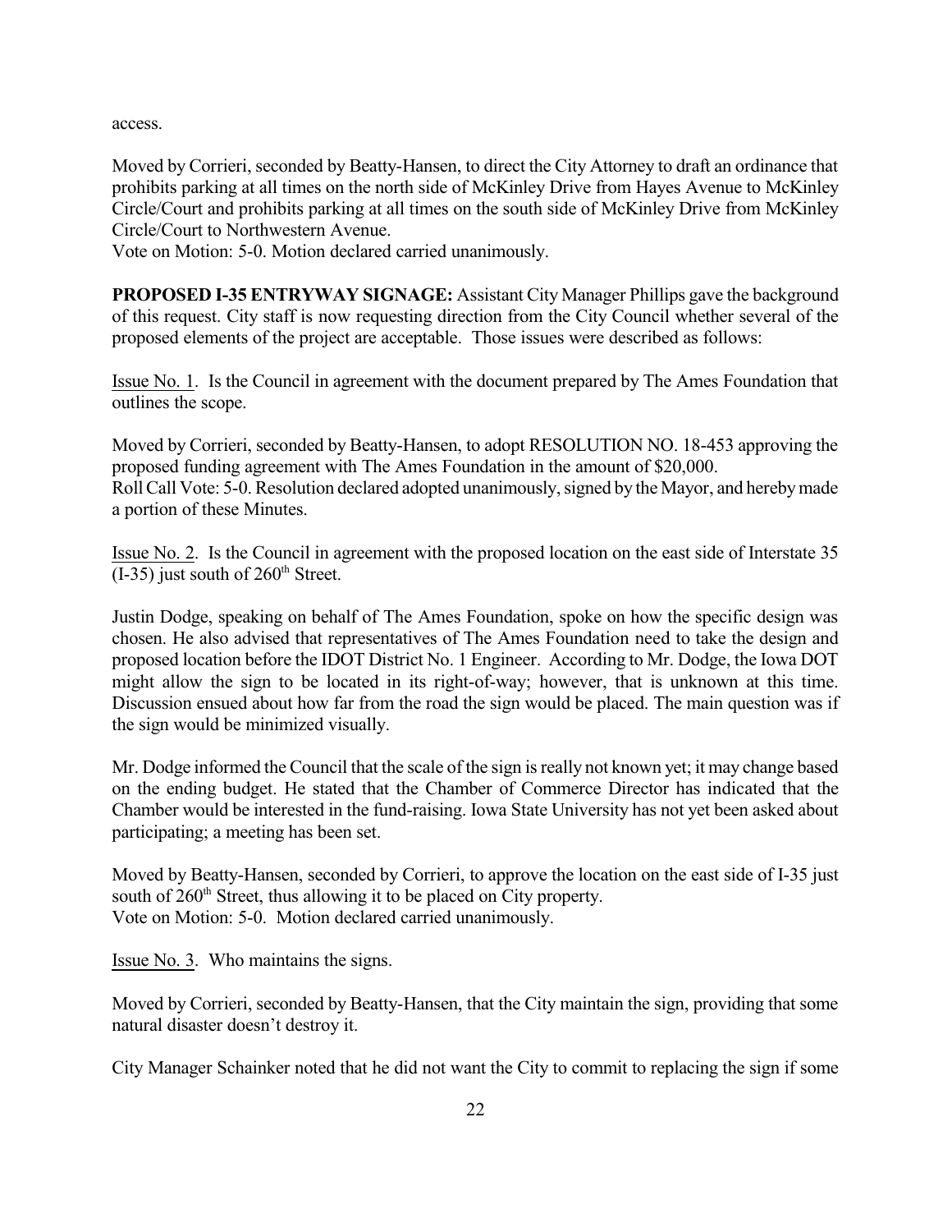access.

Moved by Corrieri, seconded by Beatty-Hansen, to direct the City Attorney to draft an ordinance that prohibits parking at all times on the north side of McKinley Drive from Hayes Avenue to McKinley Circle/Court and prohibits parking at all times on the south side of McKinley Drive from McKinley Circle/Court to Northwestern Avenue.
Vote on Motion: 5-0. Motion declared carried unanimously.

**PROPOSED I-35 ENTRYWAY SIGNAGE:** Assistant City Manager Phillips gave the background of this request. City staff is now requesting direction from the City Council whether several of the proposed elements of the project are acceptable. Those issues were described as follows:

Issue No. 1. Is the Council in agreement with the document prepared by The Ames Foundation that outlines the scope.

Moved by Corrieri, seconded by Beatty-Hansen, to adopt RESOLUTION NO. 18-453 approving the proposed funding agreement with The Ames Foundation in the amount of $20,000.
Roll Call Vote: 5-0. Resolution declared adopted unanimously, signed by the Mayor, and hereby made a portion of these Minutes.

Issue No. 2. Is the Council in agreement with the proposed location on the east side of Interstate 35 (I-35) just south of 260th Street.

Justin Dodge, speaking on behalf of The Ames Foundation, spoke on how the specific design was chosen. He also advised that representatives of The Ames Foundation need to take the design and proposed location before the IDOT District No. 1 Engineer. According to Mr. Dodge, the Iowa DOT might allow the sign to be located in its right-of-way; however, that is unknown at this time. Discussion ensued about how far from the road the sign would be placed. The main question was if the sign would be minimized visually.

Mr. Dodge informed the Council that the scale of the sign is really not known yet; it may change based on the ending budget. He stated that the Chamber of Commerce Director has indicated that the Chamber would be interested in the fund-raising. Iowa State University has not yet been asked about participating; a meeting has been set.

Moved by Beatty-Hansen, seconded by Corrieri, to approve the location on the east side of I-35 just south of 260th Street, thus allowing it to be placed on City property.
Vote on Motion: 5-0. Motion declared carried unanimously.

Issue No. 3. Who maintains the signs.

Moved by Corrieri, seconded by Beatty-Hansen, that the City maintain the sign, providing that some natural disaster doesn't destroy it.

City Manager Schainker noted that he did not want the City to commit to replacing the sign if some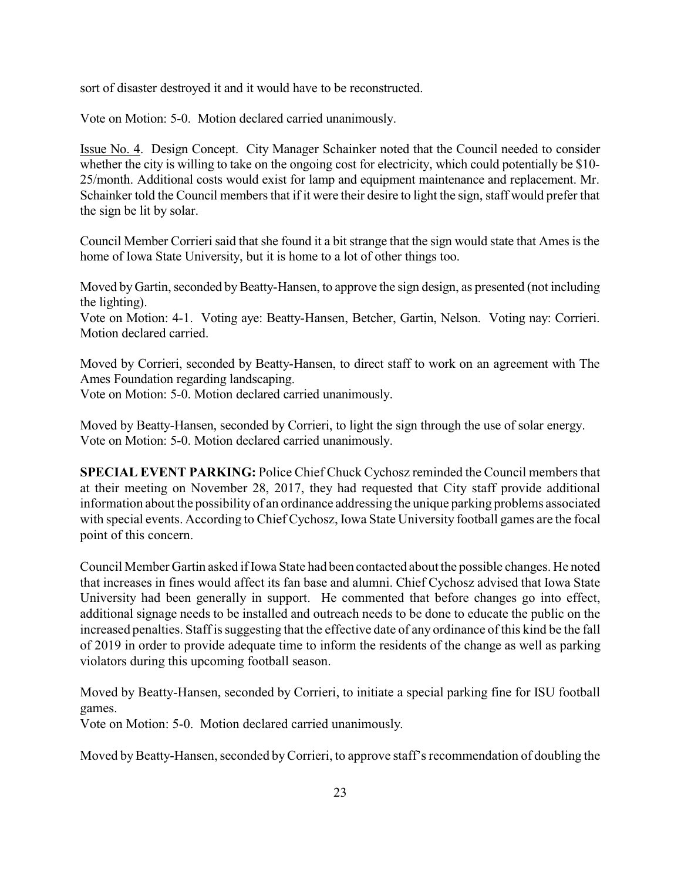sort of disaster destroyed it and it would have to be reconstructed.

Vote on Motion: 5-0. Motion declared carried unanimously.

Issue No. 4. Design Concept. City Manager Schainker noted that the Council needed to consider whether the city is willing to take on the ongoing cost for electricity, which could potentially be $10-25/month. Additional costs would exist for lamp and equipment maintenance and replacement. Mr. Schainker told the Council members that if it were their desire to light the sign, staff would prefer that the sign be lit by solar.

Council Member Corrieri said that she found it a bit strange that the sign would state that Ames is the home of Iowa State University, but it is home to a lot of other things too.

Moved by Gartin, seconded by Beatty-Hansen, to approve the sign design, as presented (not including the lighting).
Vote on Motion: 4-1. Voting aye: Beatty-Hansen, Betcher, Gartin, Nelson. Voting nay: Corrieri. Motion declared carried.

Moved by Corrieri, seconded by Beatty-Hansen, to direct staff to work on an agreement with The Ames Foundation regarding landscaping.
Vote on Motion: 5-0. Motion declared carried unanimously.

Moved by Beatty-Hansen, seconded by Corrieri, to light the sign through the use of solar energy.
Vote on Motion: 5-0. Motion declared carried unanimously.

**SPECIAL EVENT PARKING:** Police Chief Chuck Cychosz reminded the Council members that at their meeting on November 28, 2017, they had requested that City staff provide additional information about the possibility of an ordinance addressing the unique parking problems associated with special events. According to Chief Cychosz, Iowa State University football games are the focal point of this concern.

Council Member Gartin asked if Iowa State had been contacted about the possible changes. He noted that increases in fines would affect its fan base and alumni. Chief Cychosz advised that Iowa State University had been generally in support. He commented that before changes go into effect, additional signage needs to be installed and outreach needs to be done to educate the public on the increased penalties. Staff is suggesting that the effective date of any ordinance of this kind be the fall of 2019 in order to provide adequate time to inform the residents of the change as well as parking violators during this upcoming football season.

Moved by Beatty-Hansen, seconded by Corrieri, to initiate a special parking fine for ISU football games.
Vote on Motion: 5-0. Motion declared carried unanimously.

Moved by Beatty-Hansen, seconded by Corrieri, to approve staff's recommendation of doubling the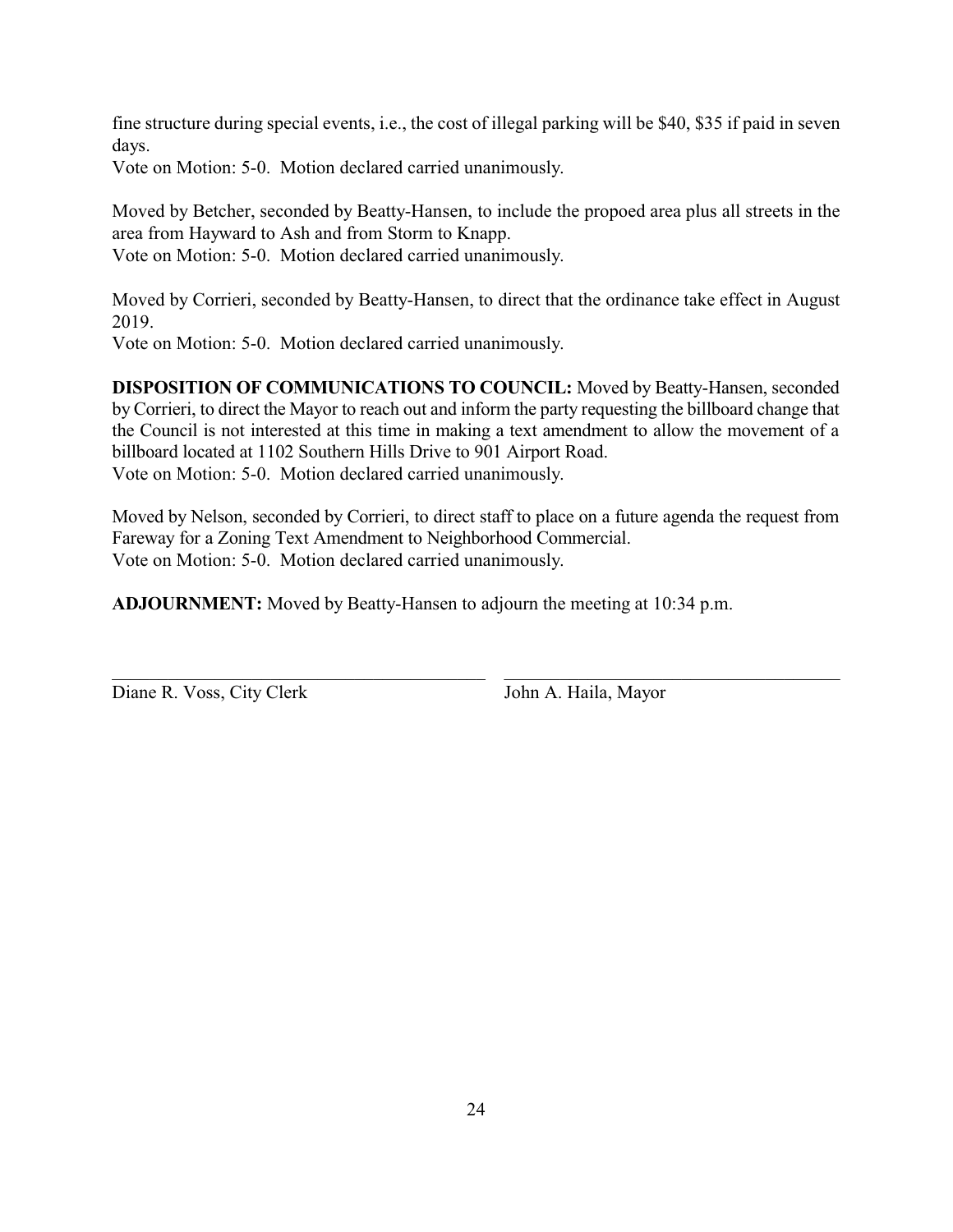fine structure during special events, i.e., the cost of illegal parking will be $40, $35 if paid in seven days.
Vote on Motion: 5-0. Motion declared carried unanimously.

Moved by Betcher, seconded by Beatty-Hansen, to include the propoed area plus all streets in the area from Hayward to Ash and from Storm to Knapp.
Vote on Motion: 5-0. Motion declared carried unanimously.

Moved by Corrieri, seconded by Beatty-Hansen, to direct that the ordinance take effect in August 2019.
Vote on Motion: 5-0. Motion declared carried unanimously.

**DISPOSITION OF COMMUNICATIONS TO COUNCIL:** Moved by Beatty-Hansen, seconded by Corrieri, to direct the Mayor to reach out and inform the party requesting the billboard change that the Council is not interested at this time in making a text amendment to allow the movement of a billboard located at 1102 Southern Hills Drive to 901 Airport Road.
Vote on Motion: 5-0. Motion declared carried unanimously.

Moved by Nelson, seconded by Corrieri, to direct staff to place on a future agenda the request from Fareway for a Zoning Text Amendment to Neighborhood Commercial.
Vote on Motion: 5-0. Motion declared carried unanimously.

**ADJOURNMENT:** Moved by Beatty-Hansen to adjourn the meeting at 10:34 p.m.

\_\_\_\_\_\_\_\_\_\_\_\_\_\_\_\_\_\_\_\_\_\_\_\_\_\_\_\_\_\_\_\_\_\_\_\_\_\_\_\_
Diane R. Voss, City Clerk

\_\_\_\_\_\_\_\_\_\_\_\_\_\_\_\_\_\_\_\_\_\_\_\_\_\_\_\_\_\_\_\_\_\_\_\_\_\_\_\_
John A. Haila, Mayor